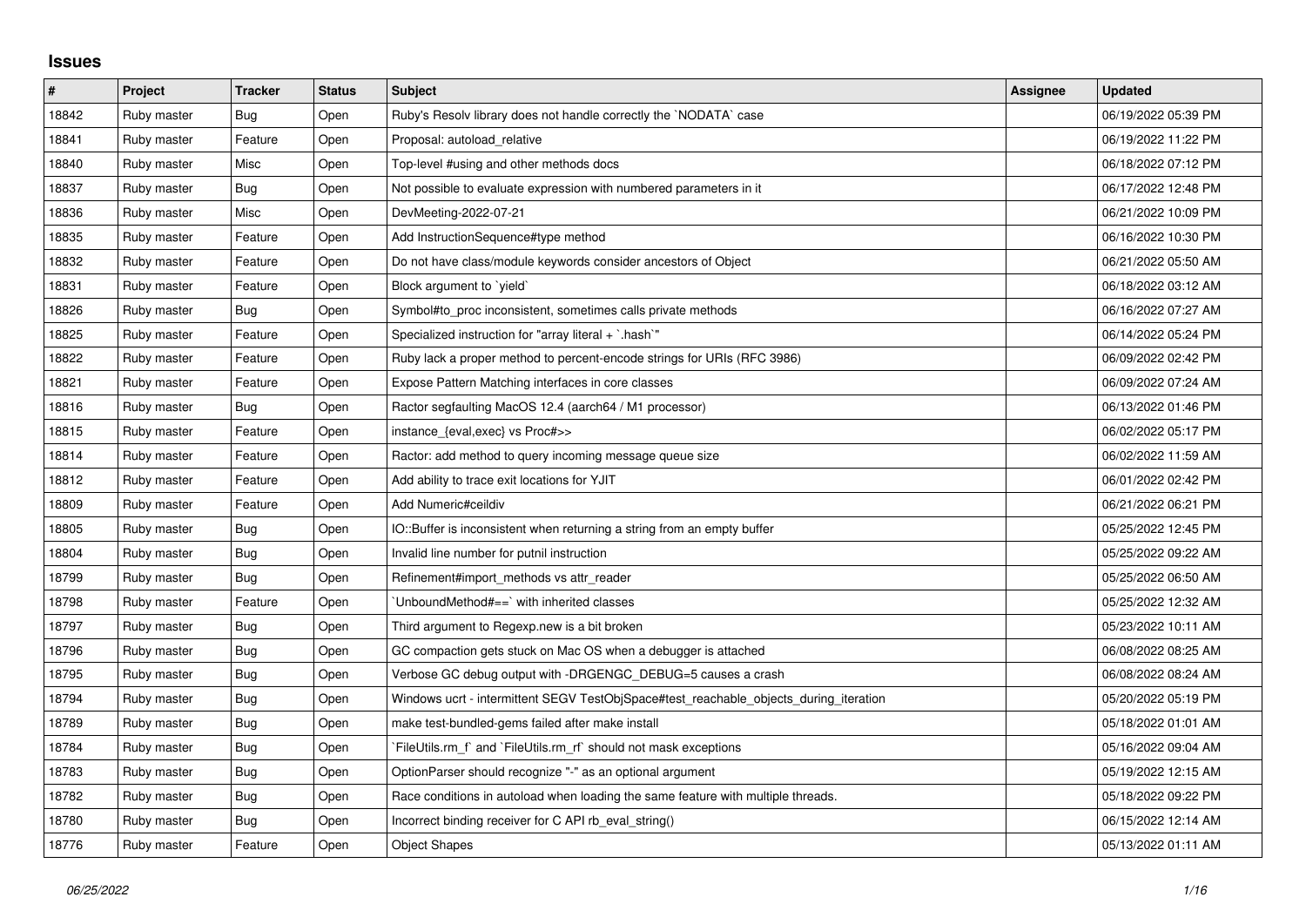## Issues

| # | Project | Tracker | Status | Subject | Assignee | Updated |
|---|---|---|---|---|---|---|
| 18842 | Ruby master | Bug | Open | Ruby's Resolv library does not handle correctly the `NODATA` case | | 06/19/2022 05:39 PM |
| 18841 | Ruby master | Feature | Open | Proposal: autoload_relative | | 06/19/2022 11:22 PM |
| 18840 | Ruby master | Misc | Open | Top-level #using and other methods docs | | 06/18/2022 07:12 PM |
| 18837 | Ruby master | Bug | Open | Not possible to evaluate expression with numbered parameters in it | | 06/17/2022 12:48 PM |
| 18836 | Ruby master | Misc | Open | DevMeeting-2022-07-21 | | 06/21/2022 10:09 PM |
| 18835 | Ruby master | Feature | Open | Add InstructionSequence#type method | | 06/16/2022 10:30 PM |
| 18832 | Ruby master | Feature | Open | Do not have class/module keywords consider ancestors of Object | | 06/21/2022 05:50 AM |
| 18831 | Ruby master | Feature | Open | Block argument to `yield` | | 06/18/2022 03:12 AM |
| 18826 | Ruby master | Bug | Open | Symbol#to_proc inconsistent, sometimes calls private methods | | 06/16/2022 07:27 AM |
| 18825 | Ruby master | Feature | Open | Specialized instruction for "array literal + `.hash`" | | 06/14/2022 05:24 PM |
| 18822 | Ruby master | Feature | Open | Ruby lack a proper method to percent-encode strings for URIs (RFC 3986) | | 06/09/2022 02:42 PM |
| 18821 | Ruby master | Feature | Open | Expose Pattern Matching interfaces in core classes | | 06/09/2022 07:24 AM |
| 18816 | Ruby master | Bug | Open | Ractor segfaulting MacOS 12.4 (aarch64 / M1 processor) | | 06/13/2022 01:46 PM |
| 18815 | Ruby master | Feature | Open | instance_{eval,exec} vs Proc#>> | | 06/02/2022 05:17 PM |
| 18814 | Ruby master | Feature | Open | Ractor: add method to query incoming message queue size | | 06/02/2022 11:59 AM |
| 18812 | Ruby master | Feature | Open | Add ability to trace exit locations for YJIT | | 06/01/2022 02:42 PM |
| 18809 | Ruby master | Feature | Open | Add Numeric#ceildiv | | 06/21/2022 06:21 PM |
| 18805 | Ruby master | Bug | Open | IO::Buffer is inconsistent when returning a string from an empty buffer | | 05/25/2022 12:45 PM |
| 18804 | Ruby master | Bug | Open | Invalid line number for putnil instruction | | 05/25/2022 09:22 AM |
| 18799 | Ruby master | Bug | Open | Refinement#import_methods vs attr_reader | | 05/25/2022 06:50 AM |
| 18798 | Ruby master | Feature | Open | `UnboundMethod#==` with inherited classes | | 05/25/2022 12:32 AM |
| 18797 | Ruby master | Bug | Open | Third argument to Regexp.new is a bit broken | | 05/23/2022 10:11 AM |
| 18796 | Ruby master | Bug | Open | GC compaction gets stuck on Mac OS when a debugger is attached | | 06/08/2022 08:25 AM |
| 18795 | Ruby master | Bug | Open | Verbose GC debug output with -DRGENGC_DEBUG=5 causes a crash | | 06/08/2022 08:24 AM |
| 18794 | Ruby master | Bug | Open | Windows ucrt - intermittent SEGV TestObjSpace#test_reachable_objects_during_iteration | | 05/20/2022 05:19 PM |
| 18789 | Ruby master | Bug | Open | make test-bundled-gems failed after make install | | 05/18/2022 01:01 AM |
| 18784 | Ruby master | Bug | Open | `FileUtils.rm_f` and `FileUtils.rm_rf` should not mask exceptions | | 05/16/2022 09:04 AM |
| 18783 | Ruby master | Bug | Open | OptionParser should recognize "-" as an optional argument | | 05/19/2022 12:15 AM |
| 18782 | Ruby master | Bug | Open | Race conditions in autoload when loading the same feature with multiple threads. | | 05/18/2022 09:22 PM |
| 18780 | Ruby master | Bug | Open | Incorrect binding receiver for C API rb_eval_string() | | 06/15/2022 12:14 AM |
| 18776 | Ruby master | Feature | Open | Object Shapes | | 05/13/2022 01:11 AM |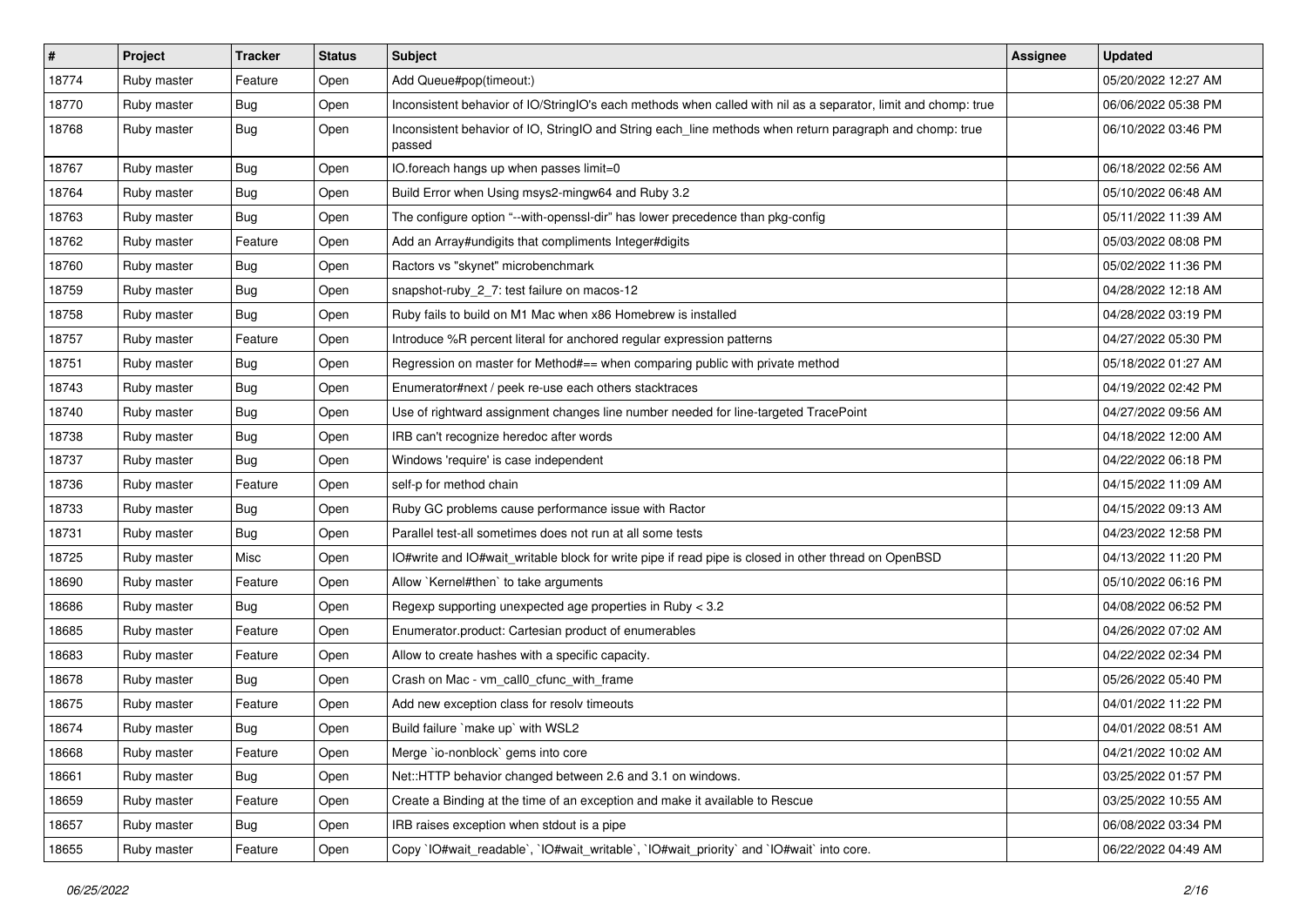| # | Project | Tracker | Status | Subject | Assignee | Updated |
|---|---|---|---|---|---|---|
| 18774 | Ruby master | Feature | Open | Add Queue#pop(timeout:) | | 05/20/2022 12:27 AM |
| 18770 | Ruby master | Bug | Open | Inconsistent behavior of IO/StringIO's each methods when called with nil as a separator, limit and chomp: true | | 06/06/2022 05:38 PM |
| 18768 | Ruby master | Bug | Open | Inconsistent behavior of IO, StringIO and String each_line methods when return paragraph and chomp: true passed | | 06/10/2022 03:46 PM |
| 18767 | Ruby master | Bug | Open | IO.foreach hangs up when passes limit=0 | | 06/18/2022 02:56 AM |
| 18764 | Ruby master | Bug | Open | Build Error when Using msys2-mingw64 and Ruby 3.2 | | 05/10/2022 06:48 AM |
| 18763 | Ruby master | Bug | Open | The configure option "--with-openssl-dir" has lower precedence than pkg-config | | 05/11/2022 11:39 AM |
| 18762 | Ruby master | Feature | Open | Add an Array#undigits that compliments Integer#digits | | 05/03/2022 08:08 PM |
| 18760 | Ruby master | Bug | Open | Ractors vs "skynet" microbenchmark | | 05/02/2022 11:36 PM |
| 18759 | Ruby master | Bug | Open | snapshot-ruby_2_7: test failure on macos-12 | | 04/28/2022 12:18 AM |
| 18758 | Ruby master | Bug | Open | Ruby fails to build on M1 Mac when x86 Homebrew is installed | | 04/28/2022 03:19 PM |
| 18757 | Ruby master | Feature | Open | Introduce %R percent literal for anchored regular expression patterns | | 04/27/2022 05:30 PM |
| 18751 | Ruby master | Bug | Open | Regression on master for Method#== when comparing public with private method | | 05/18/2022 01:27 AM |
| 18743 | Ruby master | Bug | Open | Enumerator#next / peek re-use each others stacktraces | | 04/19/2022 02:42 PM |
| 18740 | Ruby master | Bug | Open | Use of rightward assignment changes line number needed for line-targeted TracePoint | | 04/27/2022 09:56 AM |
| 18738 | Ruby master | Bug | Open | IRB can't recognize heredoc after words | | 04/18/2022 12:00 AM |
| 18737 | Ruby master | Bug | Open | Windows 'require' is case independent | | 04/22/2022 06:18 PM |
| 18736 | Ruby master | Feature | Open | self-p for method chain | | 04/15/2022 11:09 AM |
| 18733 | Ruby master | Bug | Open | Ruby GC problems cause performance issue with Ractor | | 04/15/2022 09:13 AM |
| 18731 | Ruby master | Bug | Open | Parallel test-all sometimes does not run at all some tests | | 04/23/2022 12:58 PM |
| 18725 | Ruby master | Misc | Open | IO#write and IO#wait_writable block for write pipe if read pipe is closed in other thread on OpenBSD | | 04/13/2022 11:20 PM |
| 18690 | Ruby master | Feature | Open | Allow `Kernel#then` to take arguments | | 05/10/2022 06:16 PM |
| 18686 | Ruby master | Bug | Open | Regexp supporting unexpected age properties in Ruby < 3.2 | | 04/08/2022 06:52 PM |
| 18685 | Ruby master | Feature | Open | Enumerator.product: Cartesian product of enumerables | | 04/26/2022 07:02 AM |
| 18683 | Ruby master | Feature | Open | Allow to create hashes with a specific capacity. | | 04/22/2022 02:34 PM |
| 18678 | Ruby master | Bug | Open | Crash on Mac - vm_call0_cfunc_with_frame | | 05/26/2022 05:40 PM |
| 18675 | Ruby master | Feature | Open | Add new exception class for resolv timeouts | | 04/01/2022 11:22 PM |
| 18674 | Ruby master | Bug | Open | Build failure `make up` with WSL2 | | 04/01/2022 08:51 AM |
| 18668 | Ruby master | Feature | Open | Merge `io-nonblock` gems into core | | 04/21/2022 10:02 AM |
| 18661 | Ruby master | Bug | Open | Net::HTTP behavior changed between 2.6 and 3.1 on windows. | | 03/25/2022 01:57 PM |
| 18659 | Ruby master | Feature | Open | Create a Binding at the time of an exception and make it available to Rescue | | 03/25/2022 10:55 AM |
| 18657 | Ruby master | Bug | Open | IRB raises exception when stdout is a pipe | | 06/08/2022 03:34 PM |
| 18655 | Ruby master | Feature | Open | Copy `IO#wait_readable`, `IO#wait_writable`, `IO#wait_priority` and `IO#wait` into core. | | 06/22/2022 04:49 AM |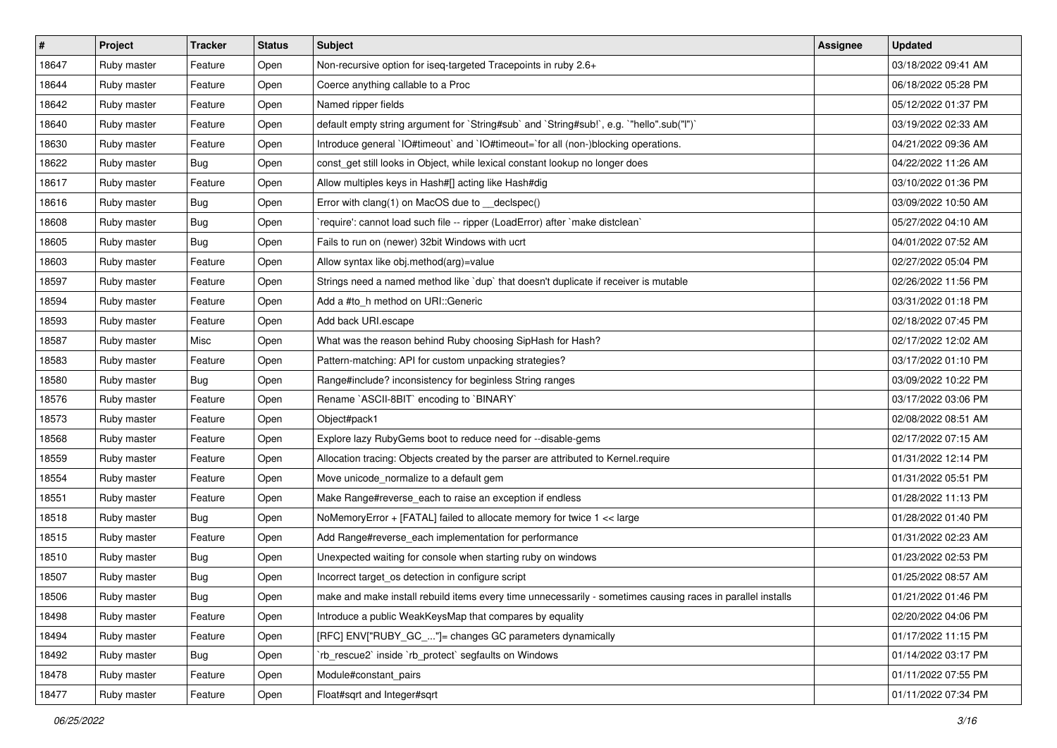| # | Project | Tracker | Status | Subject | Assignee | Updated |
|---|---|---|---|---|---|---|
| 18647 | Ruby master | Feature | Open | Non-recursive option for iseq-targeted Tracepoints in ruby 2.6+ | | 03/18/2022 09:41 AM |
| 18644 | Ruby master | Feature | Open | Coerce anything callable to a Proc | | 06/18/2022 05:28 PM |
| 18642 | Ruby master | Feature | Open | Named ripper fields | | 05/12/2022 01:37 PM |
| 18640 | Ruby master | Feature | Open | default empty string argument for `String#sub` and `String#sub!`, e.g. `"hello".sub("l")` | | 03/19/2022 02:33 AM |
| 18630 | Ruby master | Feature | Open | Introduce general `IO#timeout` and `IO#timeout=`for all (non-)blocking operations. | | 04/21/2022 09:36 AM |
| 18622 | Ruby master | Bug | Open | const_get still looks in Object, while lexical constant lookup no longer does | | 04/22/2022 11:26 AM |
| 18617 | Ruby master | Feature | Open | Allow multiples keys in Hash#[] acting like Hash#dig | | 03/10/2022 01:36 PM |
| 18616 | Ruby master | Bug | Open | Error with clang(1) on MacOS due to __declspec() | | 03/09/2022 10:50 AM |
| 18608 | Ruby master | Bug | Open | `require': cannot load such file -- ripper (LoadError) after `make distclean` | | 05/27/2022 04:10 AM |
| 18605 | Ruby master | Bug | Open | Fails to run on (newer) 32bit Windows with ucrt | | 04/01/2022 07:52 AM |
| 18603 | Ruby master | Feature | Open | Allow syntax like obj.method(arg)=value | | 02/27/2022 05:04 PM |
| 18597 | Ruby master | Feature | Open | Strings need a named method like `dup` that doesn't duplicate if receiver is mutable | | 02/26/2022 11:56 PM |
| 18594 | Ruby master | Feature | Open | Add a #to_h method on URI::Generic | | 03/31/2022 01:18 PM |
| 18593 | Ruby master | Feature | Open | Add back URI.escape | | 02/18/2022 07:45 PM |
| 18587 | Ruby master | Misc | Open | What was the reason behind Ruby choosing SipHash for Hash? | | 02/17/2022 12:02 AM |
| 18583 | Ruby master | Feature | Open | Pattern-matching: API for custom unpacking strategies? | | 03/17/2022 01:10 PM |
| 18580 | Ruby master | Bug | Open | Range#include? inconsistency for beginless String ranges | | 03/09/2022 10:22 PM |
| 18576 | Ruby master | Feature | Open | Rename `ASCII-8BIT` encoding to `BINARY` | | 03/17/2022 03:06 PM |
| 18573 | Ruby master | Feature | Open | Object#pack1 | | 02/08/2022 08:51 AM |
| 18568 | Ruby master | Feature | Open | Explore lazy RubyGems boot to reduce need for --disable-gems | | 02/17/2022 07:15 AM |
| 18559 | Ruby master | Feature | Open | Allocation tracing: Objects created by the parser are attributed to Kernel.require | | 01/31/2022 12:14 PM |
| 18554 | Ruby master | Feature | Open | Move unicode_normalize to a default gem | | 01/31/2022 05:51 PM |
| 18551 | Ruby master | Feature | Open | Make Range#reverse_each to raise an exception if endless | | 01/28/2022 11:13 PM |
| 18518 | Ruby master | Bug | Open | NoMemoryError + [FATAL] failed to allocate memory for twice 1 << large | | 01/28/2022 01:40 PM |
| 18515 | Ruby master | Feature | Open | Add Range#reverse_each implementation for performance | | 01/31/2022 02:23 AM |
| 18510 | Ruby master | Bug | Open | Unexpected waiting for console when starting ruby on windows | | 01/23/2022 02:53 PM |
| 18507 | Ruby master | Bug | Open | Incorrect target_os detection in configure script | | 01/25/2022 08:57 AM |
| 18506 | Ruby master | Bug | Open | make and make install rebuild items every time unnecessarily - sometimes causing races in parallel installs | | 01/21/2022 01:46 PM |
| 18498 | Ruby master | Feature | Open | Introduce a public WeakKeysMap that compares by equality | | 02/20/2022 04:06 PM |
| 18494 | Ruby master | Feature | Open | [RFC] ENV["RUBY_GC_..."]= changes GC parameters dynamically | | 01/17/2022 11:15 PM |
| 18492 | Ruby master | Bug | Open | `rb_rescue2` inside `rb_protect` segfaults on Windows | | 01/14/2022 03:17 PM |
| 18478 | Ruby master | Feature | Open | Module#constant_pairs | | 01/11/2022 07:55 PM |
| 18477 | Ruby master | Feature | Open | Float#sqrt and Integer#sqrt | | 01/11/2022 07:34 PM |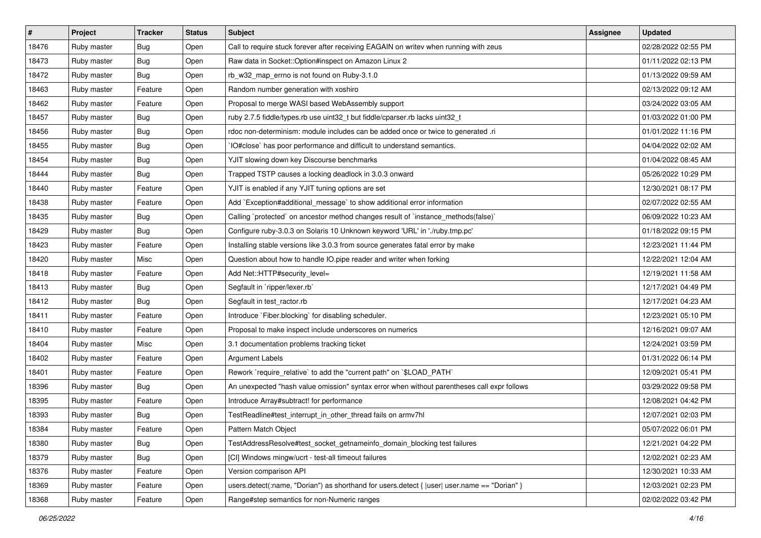| # | Project | Tracker | Status | Subject | Assignee | Updated |
|---|---|---|---|---|---|---|
| 18476 | Ruby master | Bug | Open | Call to require stuck forever after receiving EAGAIN on writev when running with zeus | | 02/28/2022 02:55 PM |
| 18473 | Ruby master | Bug | Open | Raw data in Socket::Option#inspect on Amazon Linux 2 | | 01/11/2022 02:13 PM |
| 18472 | Ruby master | Bug | Open | rb_w32_map_errno is not found on Ruby-3.1.0 | | 01/13/2022 09:59 AM |
| 18463 | Ruby master | Feature | Open | Random number generation with xoshiro | | 02/13/2022 09:12 AM |
| 18462 | Ruby master | Feature | Open | Proposal to merge WASI based WebAssembly support | | 03/24/2022 03:05 AM |
| 18457 | Ruby master | Bug | Open | ruby 2.7.5 fiddle/types.rb use uint32_t but fiddle/cparser.rb lacks uint32_t | | 01/03/2022 01:00 PM |
| 18456 | Ruby master | Bug | Open | rdoc non-determinism: module includes can be added once or twice to generated .ri | | 01/01/2022 11:16 PM |
| 18455 | Ruby master | Bug | Open | `IO#close` has poor performance and difficult to understand semantics. | | 04/04/2022 02:02 AM |
| 18454 | Ruby master | Bug | Open | YJIT slowing down key Discourse benchmarks | | 01/04/2022 08:45 AM |
| 18444 | Ruby master | Bug | Open | Trapped TSTP causes a locking deadlock in 3.0.3 onward | | 05/26/2022 10:29 PM |
| 18440 | Ruby master | Feature | Open | YJIT is enabled if any YJIT tuning options are set | | 12/30/2021 08:17 PM |
| 18438 | Ruby master | Feature | Open | Add `Exception#additional_message` to show additional error information | | 02/07/2022 02:55 AM |
| 18435 | Ruby master | Bug | Open | Calling `protected` on ancestor method changes result of `instance_methods(false)` | | 06/09/2022 10:23 AM |
| 18429 | Ruby master | Bug | Open | Configure ruby-3.0.3 on Solaris 10 Unknown keyword 'URL' in './ruby.tmp.pc' | | 01/18/2022 09:15 PM |
| 18423 | Ruby master | Feature | Open | Installing stable versions like 3.0.3 from source generates fatal error by make | | 12/23/2021 11:44 PM |
| 18420 | Ruby master | Misc | Open | Question about how to handle IO.pipe reader and writer when forking | | 12/22/2021 12:04 AM |
| 18418 | Ruby master | Feature | Open | Add Net::HTTP#security_level= | | 12/19/2021 11:58 AM |
| 18413 | Ruby master | Bug | Open | Segfault in `ripper/lexer.rb` | | 12/17/2021 04:49 PM |
| 18412 | Ruby master | Bug | Open | Segfault in test_ractor.rb | | 12/17/2021 04:23 AM |
| 18411 | Ruby master | Feature | Open | Introduce `Fiber.blocking` for disabling scheduler. | | 12/23/2021 05:10 PM |
| 18410 | Ruby master | Feature | Open | Proposal to make inspect include underscores on numerics | | 12/16/2021 09:07 AM |
| 18404 | Ruby master | Misc | Open | 3.1 documentation problems tracking ticket | | 12/24/2021 03:59 PM |
| 18402 | Ruby master | Feature | Open | Argument Labels | | 01/31/2022 06:14 PM |
| 18401 | Ruby master | Feature | Open | Rework `require_relative` to add the "current path" on `$LOAD_PATH` | | 12/09/2021 05:41 PM |
| 18396 | Ruby master | Bug | Open | An unexpected "hash value omission" syntax error when without parentheses call expr follows | | 03/29/2022 09:58 PM |
| 18395 | Ruby master | Feature | Open | Introduce Array#subtract! for performance | | 12/08/2021 04:42 PM |
| 18393 | Ruby master | Bug | Open | TestReadline#test_interrupt_in_other_thread fails on armv7hl | | 12/07/2021 02:03 PM |
| 18384 | Ruby master | Feature | Open | Pattern Match Object | | 05/07/2022 06:01 PM |
| 18380 | Ruby master | Bug | Open | TestAddressResolve#test_socket_getnameinfo_domain_blocking test failures | | 12/21/2021 04:22 PM |
| 18379 | Ruby master | Bug | Open | [CI] Windows mingw/ucrt - test-all timeout failures | | 12/02/2021 02:23 AM |
| 18376 | Ruby master | Feature | Open | Version comparison API | | 12/30/2021 10:33 AM |
| 18369 | Ruby master | Feature | Open | users.detect(:name, "Dorian") as shorthand for users.detect { \|user\| user.name == "Dorian" } | | 12/03/2021 02:23 PM |
| 18368 | Ruby master | Feature | Open | Range#step semantics for non-Numeric ranges | | 02/02/2022 03:42 PM |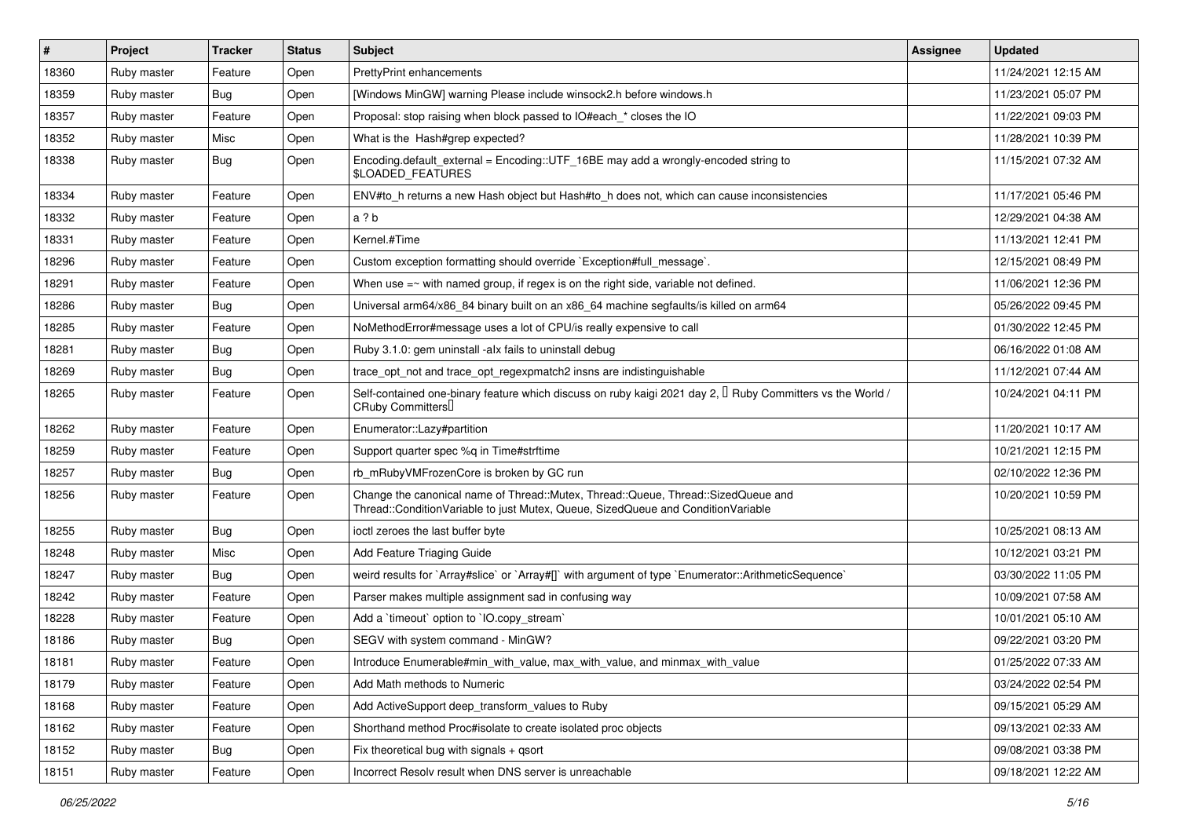| # | Project | Tracker | Status | Subject | Assignee | Updated |
|---|---|---|---|---|---|---|
| 18360 | Ruby master | Feature | Open | PrettyPrint enhancements | | 11/24/2021 12:15 AM |
| 18359 | Ruby master | Bug | Open | [Windows MinGW] warning Please include winsock2.h before windows.h | | 11/23/2021 05:07 PM |
| 18357 | Ruby master | Feature | Open | Proposal: stop raising when block passed to IO#each_* closes the IO | | 11/22/2021 09:03 PM |
| 18352 | Ruby master | Misc | Open | What is the Hash#grep expected? | | 11/28/2021 10:39 PM |
| 18338 | Ruby master | Bug | Open | Encoding.default_external = Encoding::UTF_16BE may add a wrongly-encoded string to $LOADED_FEATURES | | 11/15/2021 07:32 AM |
| 18334 | Ruby master | Feature | Open | ENV#to_h returns a new Hash object but Hash#to_h does not, which can cause inconsistencies | | 11/17/2021 05:46 PM |
| 18332 | Ruby master | Feature | Open | a ? b | | 12/29/2021 04:38 AM |
| 18331 | Ruby master | Feature | Open | Kernel.#Time | | 11/13/2021 12:41 PM |
| 18296 | Ruby master | Feature | Open | Custom exception formatting should override `Exception#full_message`. | | 12/15/2021 08:49 PM |
| 18291 | Ruby master | Feature | Open | When use =~ with named group, if regex is on the right side, variable not defined. | | 11/06/2021 12:36 PM |
| 18286 | Ruby master | Bug | Open | Universal arm64/x86_84 binary built on an x86_64 machine segfaults/is killed on arm64 | | 05/26/2022 09:45 PM |
| 18285 | Ruby master | Feature | Open | NoMethodError#message uses a lot of CPU/is really expensive to call | | 01/30/2022 12:45 PM |
| 18281 | Ruby master | Bug | Open | Ruby 3.1.0: gem uninstall -alx fails to uninstall debug | | 06/16/2022 01:08 AM |
| 18269 | Ruby master | Bug | Open | trace_opt_not and trace_opt_regexpmatch2 insns are indistinguishable | | 11/12/2021 07:44 AM |
| 18265 | Ruby master | Feature | Open | Self-contained one-binary feature which discuss on ruby kaigi 2021 day 2, 「Ruby Committers vs the World / CRuby Committers」 | | 10/24/2021 04:11 PM |
| 18262 | Ruby master | Feature | Open | Enumerator::Lazy#partition | | 11/20/2021 10:17 AM |
| 18259 | Ruby master | Feature | Open | Support quarter spec %q in Time#strftime | | 10/21/2021 12:15 PM |
| 18257 | Ruby master | Bug | Open | rb_mRubyVMFrozenCore is broken by GC run | | 02/10/2022 12:36 PM |
| 18256 | Ruby master | Feature | Open | Change the canonical name of Thread::Mutex, Thread::Queue, Thread::SizedQueue and Thread::ConditionVariable to just Mutex, Queue, SizedQueue and ConditionVariable | | 10/20/2021 10:59 PM |
| 18255 | Ruby master | Bug | Open | ioctl zeroes the last buffer byte | | 10/25/2021 08:13 AM |
| 18248 | Ruby master | Misc | Open | Add Feature Triaging Guide | | 10/12/2021 03:21 PM |
| 18247 | Ruby master | Bug | Open | weird results for `Array#slice` or `Array#[]` with argument of type `Enumerator::ArithmeticSequence` | | 03/30/2022 11:05 PM |
| 18242 | Ruby master | Feature | Open | Parser makes multiple assignment sad in confusing way | | 10/09/2021 07:58 AM |
| 18228 | Ruby master | Feature | Open | Add a `timeout` option to `IO.copy_stream` | | 10/01/2021 05:10 AM |
| 18186 | Ruby master | Bug | Open | SEGV with system command - MinGW? | | 09/22/2021 03:20 PM |
| 18181 | Ruby master | Feature | Open | Introduce Enumerable#min_with_value, max_with_value, and minmax_with_value | | 01/25/2022 07:33 AM |
| 18179 | Ruby master | Feature | Open | Add Math methods to Numeric | | 03/24/2022 02:54 PM |
| 18168 | Ruby master | Feature | Open | Add ActiveSupport deep_transform_values to Ruby | | 09/15/2021 05:29 AM |
| 18162 | Ruby master | Feature | Open | Shorthand method Proc#isolate to create isolated proc objects | | 09/13/2021 02:33 AM |
| 18152 | Ruby master | Bug | Open | Fix theoretical bug with signals + qsort | | 09/08/2021 03:38 PM |
| 18151 | Ruby master | Feature | Open | Incorrect Resolv result when DNS server is unreachable | | 09/18/2021 12:22 AM |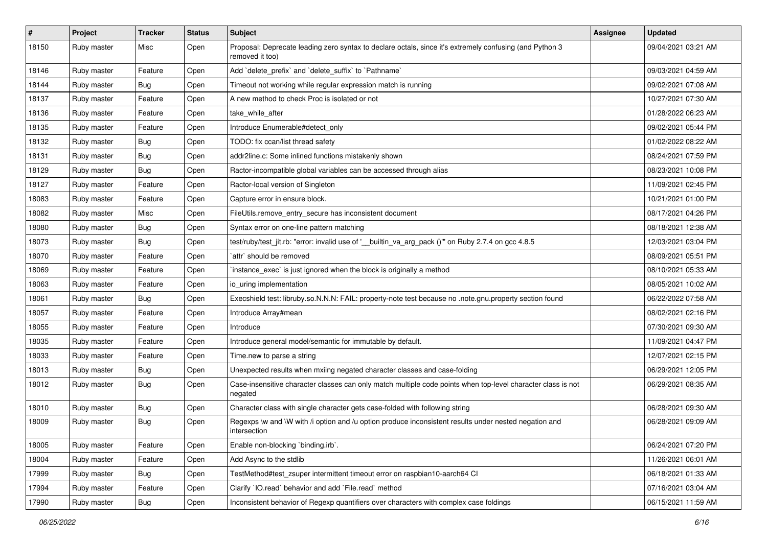| # | Project | Tracker | Status | Subject | Assignee | Updated |
|---|---|---|---|---|---|---|
| 18150 | Ruby master | Misc | Open | Proposal: Deprecate leading zero syntax to declare octals, since it's extremely confusing (and Python 3 removed it too) | | 09/04/2021 03:21 AM |
| 18146 | Ruby master | Feature | Open | Add `delete_prefix` and `delete_suffix` to `Pathname` | | 09/03/2021 04:59 AM |
| 18144 | Ruby master | Bug | Open | Timeout not working while regular expression match is running | | 09/02/2021 07:08 AM |
| 18137 | Ruby master | Feature | Open | A new method to check Proc is isolated or not | | 10/27/2021 07:30 AM |
| 18136 | Ruby master | Feature | Open | take_while_after | | 01/28/2022 06:23 AM |
| 18135 | Ruby master | Feature | Open | Introduce Enumerable#detect_only | | 09/02/2021 05:44 PM |
| 18132 | Ruby master | Bug | Open | TODO: fix ccan/list thread safety | | 01/02/2022 08:22 AM |
| 18131 | Ruby master | Bug | Open | addr2line.c: Some inlined functions mistakenly shown | | 08/24/2021 07:59 PM |
| 18129 | Ruby master | Bug | Open | Ractor-incompatible global variables can be accessed through alias | | 08/23/2021 10:08 PM |
| 18127 | Ruby master | Feature | Open | Ractor-local version of Singleton | | 11/09/2021 02:45 PM |
| 18083 | Ruby master | Feature | Open | Capture error in ensure block. | | 10/21/2021 01:00 PM |
| 18082 | Ruby master | Misc | Open | FileUtils.remove_entry_secure has inconsistent document | | 08/17/2021 04:26 PM |
| 18080 | Ruby master | Bug | Open | Syntax error on one-line pattern matching | | 08/18/2021 12:38 AM |
| 18073 | Ruby master | Bug | Open | test/ruby/test_jit.rb: "error: invalid use of '__builtin_va_arg_pack ()'" on Ruby 2.7.4 on gcc 4.8.5 | | 12/03/2021 03:04 PM |
| 18070 | Ruby master | Feature | Open | `attr` should be removed | | 08/09/2021 05:51 PM |
| 18069 | Ruby master | Feature | Open | `instance_exec` is just ignored when the block is originally a method | | 08/10/2021 05:33 AM |
| 18063 | Ruby master | Feature | Open | io_uring implementation | | 08/05/2021 10:02 AM |
| 18061 | Ruby master | Bug | Open | Execshield test: libruby.so.N.N.N: FAIL: property-note test because no .note.gnu.property section found | | 06/22/2022 07:58 AM |
| 18057 | Ruby master | Feature | Open | Introduce Array#mean | | 08/02/2021 02:16 PM |
| 18055 | Ruby master | Feature | Open | Introduce | | 07/30/2021 09:30 AM |
| 18035 | Ruby master | Feature | Open | Introduce general model/semantic for immutable by default. | | 11/09/2021 04:47 PM |
| 18033 | Ruby master | Feature | Open | Time.new to parse a string | | 12/07/2021 02:15 PM |
| 18013 | Ruby master | Bug | Open | Unexpected results when mxiing negated character classes and case-folding | | 06/29/2021 12:05 PM |
| 18012 | Ruby master | Bug | Open | Case-insensitive character classes can only match multiple code points when top-level character class is not negated | | 06/29/2021 08:35 AM |
| 18010 | Ruby master | Bug | Open | Character class with single character gets case-folded with following string | | 06/28/2021 09:30 AM |
| 18009 | Ruby master | Bug | Open | Regexps \w and \W with /i option and /u option produce inconsistent results under nested negation and intersection | | 06/28/2021 09:09 AM |
| 18005 | Ruby master | Feature | Open | Enable non-blocking `binding.irb`. | | 06/24/2021 07:20 PM |
| 18004 | Ruby master | Feature | Open | Add Async to the stdlib | | 11/26/2021 06:01 AM |
| 17999 | Ruby master | Bug | Open | TestMethod#test_zsuper intermittent timeout error on raspbian10-aarch64 CI | | 06/18/2021 01:33 AM |
| 17994 | Ruby master | Feature | Open | Clarify `IO.read` behavior and add `File.read` method | | 07/16/2021 03:04 AM |
| 17990 | Ruby master | Bug | Open | Inconsistent behavior of Regexp quantifiers over characters with complex case foldings | | 06/15/2021 11:59 AM |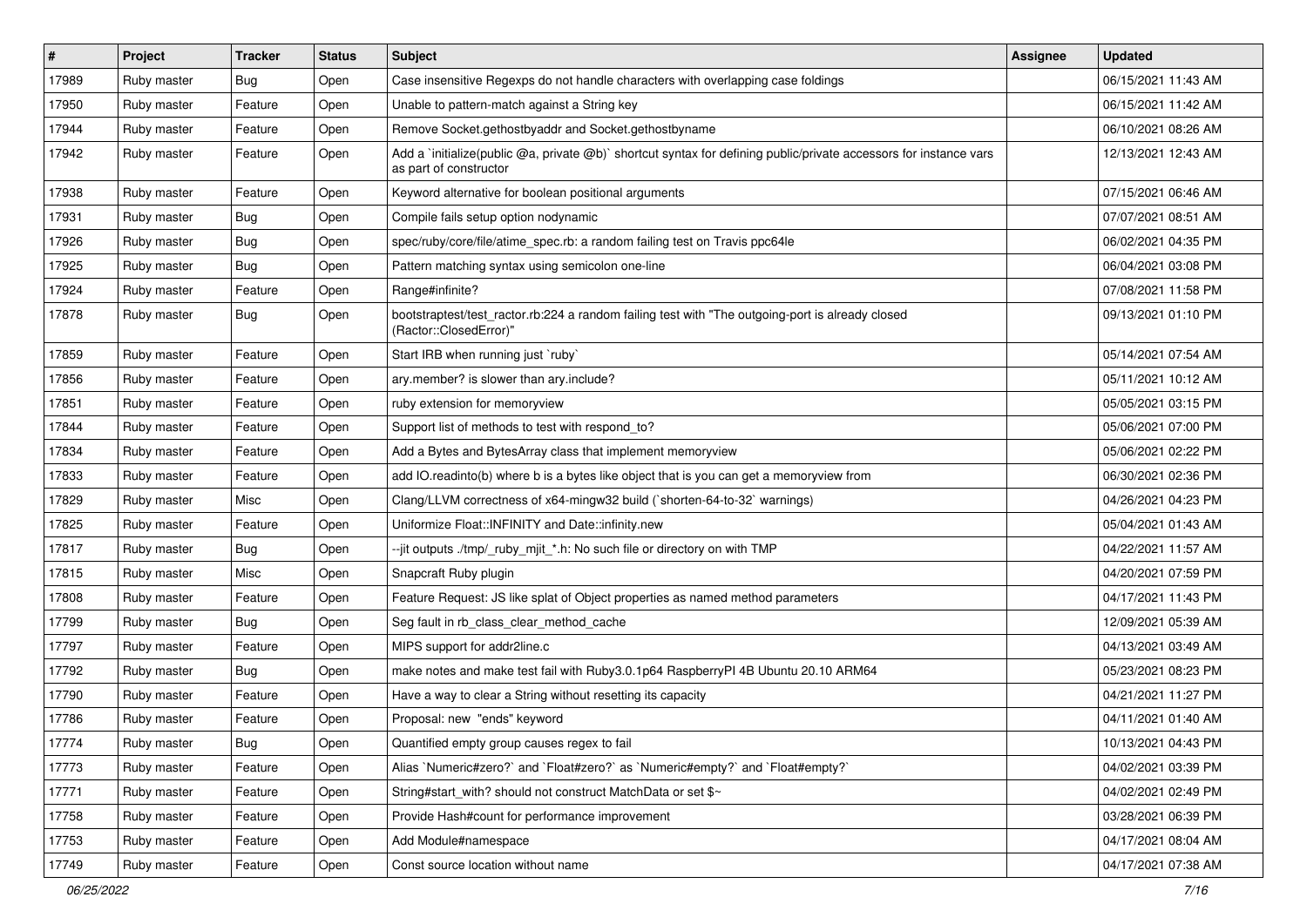| # | Project | Tracker | Status | Subject | Assignee | Updated |
|---|---|---|---|---|---|---|
| 17989 | Ruby master | Bug | Open | Case insensitive Regexps do not handle characters with overlapping case foldings | | 06/15/2021 11:43 AM |
| 17950 | Ruby master | Feature | Open | Unable to pattern-match against a String key | | 06/15/2021 11:42 AM |
| 17944 | Ruby master | Feature | Open | Remove Socket.gethostbyaddr and Socket.gethostbyname | | 06/10/2021 08:26 AM |
| 17942 | Ruby master | Feature | Open | Add a `initialize(public @a, private @b)` shortcut syntax for defining public/private accessors for instance vars as part of constructor | | 12/13/2021 12:43 AM |
| 17938 | Ruby master | Feature | Open | Keyword alternative for boolean positional arguments | | 07/15/2021 06:46 AM |
| 17931 | Ruby master | Bug | Open | Compile fails setup option nodynamic | | 07/07/2021 08:51 AM |
| 17926 | Ruby master | Bug | Open | spec/ruby/core/file/atime_spec.rb: a random failing test on Travis ppc64le | | 06/02/2021 04:35 PM |
| 17925 | Ruby master | Bug | Open | Pattern matching syntax using semicolon one-line | | 06/04/2021 03:08 PM |
| 17924 | Ruby master | Feature | Open | Range#infinite? | | 07/08/2021 11:58 PM |
| 17878 | Ruby master | Bug | Open | bootstraptest/test_ractor.rb:224 a random failing test with "The outgoing-port is already closed (Ractor::ClosedError)" | | 09/13/2021 01:10 PM |
| 17859 | Ruby master | Feature | Open | Start IRB when running just `ruby` | | 05/14/2021 07:54 AM |
| 17856 | Ruby master | Feature | Open | ary.member? is slower than ary.include? | | 05/11/2021 10:12 AM |
| 17851 | Ruby master | Feature | Open | ruby extension for memoryview | | 05/05/2021 03:15 PM |
| 17844 | Ruby master | Feature | Open | Support list of methods to test with respond_to? | | 05/06/2021 07:00 PM |
| 17834 | Ruby master | Feature | Open | Add a Bytes and BytesArray class that implement memoryview | | 05/06/2021 02:22 PM |
| 17833 | Ruby master | Feature | Open | add IO.readinto(b) where b is a bytes like object that is you can get a memoryview from | | 06/30/2021 02:36 PM |
| 17829 | Ruby master | Misc | Open | Clang/LLVM correctness of x64-mingw32 build (`shorten-64-to-32` warnings) | | 04/26/2021 04:23 PM |
| 17825 | Ruby master | Feature | Open | Uniformize Float::INFINITY and Date::infinity.new | | 05/04/2021 01:43 AM |
| 17817 | Ruby master | Bug | Open | --jit outputs ./tmp/_ruby_mjit_*.h: No such file or directory on with TMP | | 04/22/2021 11:57 AM |
| 17815 | Ruby master | Misc | Open | Snapcraft Ruby plugin | | 04/20/2021 07:59 PM |
| 17808 | Ruby master | Feature | Open | Feature Request: JS like splat of Object properties as named method parameters | | 04/17/2021 11:43 PM |
| 17799 | Ruby master | Bug | Open | Seg fault in rb_class_clear_method_cache | | 12/09/2021 05:39 AM |
| 17797 | Ruby master | Feature | Open | MIPS support for addr2line.c | | 04/13/2021 03:49 AM |
| 17792 | Ruby master | Bug | Open | make notes and make test fail with Ruby3.0.1p64 RaspberryPI 4B Ubuntu 20.10 ARM64 | | 05/23/2021 08:23 PM |
| 17790 | Ruby master | Feature | Open | Have a way to clear a String without resetting its capacity | | 04/21/2021 11:27 PM |
| 17786 | Ruby master | Feature | Open | Proposal: new "ends" keyword | | 04/11/2021 01:40 AM |
| 17774 | Ruby master | Bug | Open | Quantified empty group causes regex to fail | | 10/13/2021 04:43 PM |
| 17773 | Ruby master | Feature | Open | Alias `Numeric#zero?` and `Float#zero?` as `Numeric#empty?` and `Float#empty?` | | 04/02/2021 03:39 PM |
| 17771 | Ruby master | Feature | Open | String#start_with? should not construct MatchData or set $~ | | 04/02/2021 02:49 PM |
| 17758 | Ruby master | Feature | Open | Provide Hash#count for performance improvement | | 03/28/2021 06:39 PM |
| 17753 | Ruby master | Feature | Open | Add Module#namespace | | 04/17/2021 08:04 AM |
| 17749 | Ruby master | Feature | Open | Const source location without name | | 04/17/2021 07:38 AM |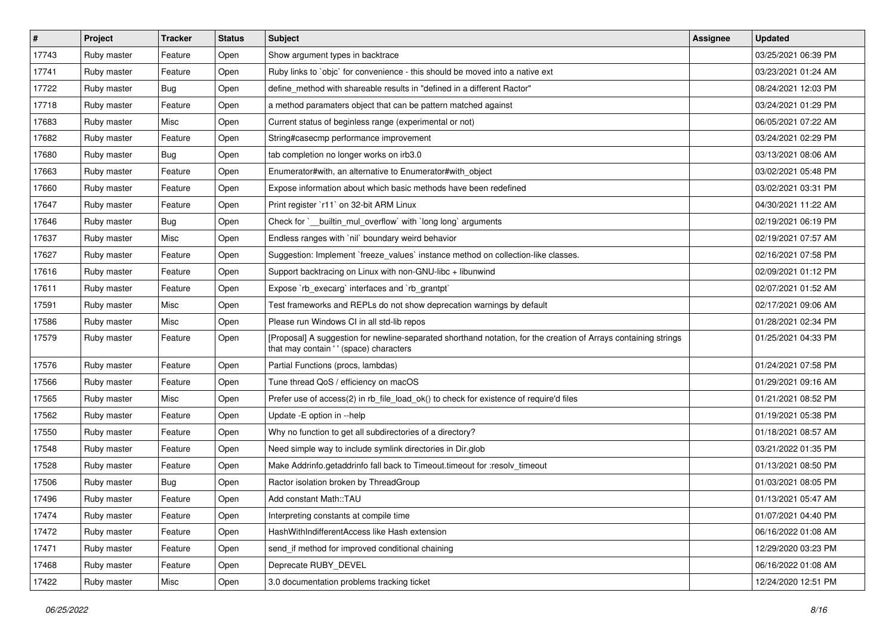| # | Project | Tracker | Status | Subject | Assignee | Updated |
|---|---|---|---|---|---|---|
| 17743 | Ruby master | Feature | Open | Show argument types in backtrace | | 03/25/2021 06:39 PM |
| 17741 | Ruby master | Feature | Open | Ruby links to `objc` for convenience - this should be moved into a native ext | | 03/23/2021 01:24 AM |
| 17722 | Ruby master | Bug | Open | define_method with shareable results in "defined in a different Ractor" | | 08/24/2021 12:03 PM |
| 17718 | Ruby master | Feature | Open | a method paramaters object that can be pattern matched against | | 03/24/2021 01:29 PM |
| 17683 | Ruby master | Misc | Open | Current status of beginless range (experimental or not) | | 06/05/2021 07:22 AM |
| 17682 | Ruby master | Feature | Open | String#casecmp performance improvement | | 03/24/2021 02:29 PM |
| 17680 | Ruby master | Bug | Open | tab completion no longer works on irb3.0 | | 03/13/2021 08:06 AM |
| 17663 | Ruby master | Feature | Open | Enumerator#with, an alternative to Enumerator#with_object | | 03/02/2021 05:48 PM |
| 17660 | Ruby master | Feature | Open | Expose information about which basic methods have been redefined | | 03/02/2021 03:31 PM |
| 17647 | Ruby master | Feature | Open | Print register `r11` on 32-bit ARM Linux | | 04/30/2021 11:22 AM |
| 17646 | Ruby master | Bug | Open | Check for `__builtin_mul_overflow` with `long long` arguments | | 02/19/2021 06:19 PM |
| 17637 | Ruby master | Misc | Open | Endless ranges with `nil` boundary weird behavior | | 02/19/2021 07:57 AM |
| 17627 | Ruby master | Feature | Open | Suggestion: Implement `freeze_values` instance method on collection-like classes. | | 02/16/2021 07:58 PM |
| 17616 | Ruby master | Feature | Open | Support backtracing on Linux with non-GNU-libc + libunwind | | 02/09/2021 01:12 PM |
| 17611 | Ruby master | Feature | Open | Expose `rb_execarg` interfaces and `rb_grantpt` | | 02/07/2021 01:52 AM |
| 17591 | Ruby master | Misc | Open | Test frameworks and REPLs do not show deprecation warnings by default | | 02/17/2021 09:06 AM |
| 17586 | Ruby master | Misc | Open | Please run Windows CI in all std-lib repos | | 01/28/2021 02:34 PM |
| 17579 | Ruby master | Feature | Open | [Proposal] A suggestion for newline-separated shorthand notation, for the creation of Arrays containing strings that may contain ' ' (space) characters | | 01/25/2021 04:33 PM |
| 17576 | Ruby master | Feature | Open | Partial Functions (procs, lambdas) | | 01/24/2021 07:58 PM |
| 17566 | Ruby master | Feature | Open | Tune thread QoS / efficiency on macOS | | 01/29/2021 09:16 AM |
| 17565 | Ruby master | Misc | Open | Prefer use of access(2) in rb_file_load_ok() to check for existence of require'd files | | 01/21/2021 08:52 PM |
| 17562 | Ruby master | Feature | Open | Update -E option in --help | | 01/19/2021 05:38 PM |
| 17550 | Ruby master | Feature | Open | Why no function to get all subdirectories of a directory? | | 01/18/2021 08:57 AM |
| 17548 | Ruby master | Feature | Open | Need simple way to include symlink directories in Dir.glob | | 03/21/2022 01:35 PM |
| 17528 | Ruby master | Feature | Open | Make Addrinfo.getaddrinfo fall back to Timeout.timeout for :resolv_timeout | | 01/13/2021 08:50 PM |
| 17506 | Ruby master | Bug | Open | Ractor isolation broken by ThreadGroup | | 01/03/2021 08:05 PM |
| 17496 | Ruby master | Feature | Open | Add constant Math::TAU | | 01/13/2021 05:47 AM |
| 17474 | Ruby master | Feature | Open | Interpreting constants at compile time | | 01/07/2021 04:40 PM |
| 17472 | Ruby master | Feature | Open | HashWithIndifferentAccess like Hash extension | | 06/16/2022 01:08 AM |
| 17471 | Ruby master | Feature | Open | send_if method for improved conditional chaining | | 12/29/2020 03:23 PM |
| 17468 | Ruby master | Feature | Open | Deprecate RUBY_DEVEL | | 06/16/2022 01:08 AM |
| 17422 | Ruby master | Misc | Open | 3.0 documentation problems tracking ticket | | 12/24/2020 12:51 PM |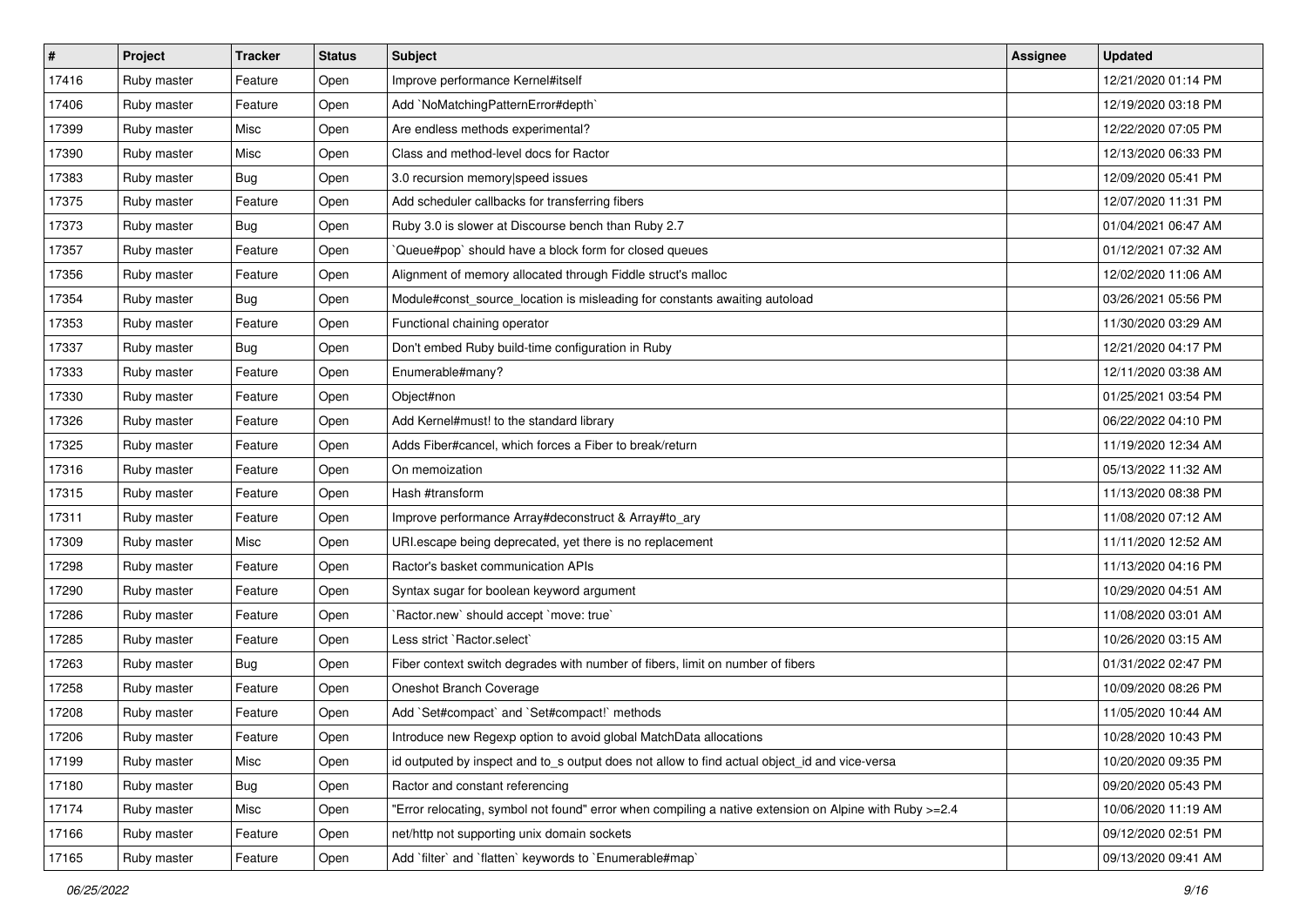| # | Project | Tracker | Status | Subject | Assignee | Updated |
|---|---|---|---|---|---|---|
| 17416 | Ruby master | Feature | Open | Improve performance Kernel#itself | | 12/21/2020 01:14 PM |
| 17406 | Ruby master | Feature | Open | Add `NoMatchingPatternError#depth` | | 12/19/2020 03:18 PM |
| 17399 | Ruby master | Misc | Open | Are endless methods experimental? | | 12/22/2020 07:05 PM |
| 17390 | Ruby master | Misc | Open | Class and method-level docs for Ractor | | 12/13/2020 06:33 PM |
| 17383 | Ruby master | Bug | Open | 3.0 recursion memory\|speed issues | | 12/09/2020 05:41 PM |
| 17375 | Ruby master | Feature | Open | Add scheduler callbacks for transferring fibers | | 12/07/2020 11:31 PM |
| 17373 | Ruby master | Bug | Open | Ruby 3.0 is slower at Discourse bench than Ruby 2.7 | | 01/04/2021 06:47 AM |
| 17357 | Ruby master | Feature | Open | `Queue#pop` should have a block form for closed queues | | 01/12/2021 07:32 AM |
| 17356 | Ruby master | Feature | Open | Alignment of memory allocated through Fiddle struct's malloc | | 12/02/2020 11:06 AM |
| 17354 | Ruby master | Bug | Open | Module#const_source_location is misleading for constants awaiting autoload | | 03/26/2021 05:56 PM |
| 17353 | Ruby master | Feature | Open | Functional chaining operator | | 11/30/2020 03:29 AM |
| 17337 | Ruby master | Bug | Open | Don't embed Ruby build-time configuration in Ruby | | 12/21/2020 04:17 PM |
| 17333 | Ruby master | Feature | Open | Enumerable#many? | | 12/11/2020 03:38 AM |
| 17330 | Ruby master | Feature | Open | Object#non | | 01/25/2021 03:54 PM |
| 17326 | Ruby master | Feature | Open | Add Kernel#must! to the standard library | | 06/22/2022 04:10 PM |
| 17325 | Ruby master | Feature | Open | Adds Fiber#cancel, which forces a Fiber to break/return | | 11/19/2020 12:34 AM |
| 17316 | Ruby master | Feature | Open | On memoization | | 05/13/2022 11:32 AM |
| 17315 | Ruby master | Feature | Open | Hash #transform | | 11/13/2020 08:38 PM |
| 17311 | Ruby master | Feature | Open | Improve performance Array#deconstruct & Array#to_ary | | 11/08/2020 07:12 AM |
| 17309 | Ruby master | Misc | Open | URI.escape being deprecated, yet there is no replacement | | 11/11/2020 12:52 AM |
| 17298 | Ruby master | Feature | Open | Ractor's basket communication APIs | | 11/13/2020 04:16 PM |
| 17290 | Ruby master | Feature | Open | Syntax sugar for boolean keyword argument | | 10/29/2020 04:51 AM |
| 17286 | Ruby master | Feature | Open | `Ractor.new` should accept `move: true` | | 11/08/2020 03:01 AM |
| 17285 | Ruby master | Feature | Open | Less strict `Ractor.select` | | 10/26/2020 03:15 AM |
| 17263 | Ruby master | Bug | Open | Fiber context switch degrades with number of fibers, limit on number of fibers | | 01/31/2022 02:47 PM |
| 17258 | Ruby master | Feature | Open | Oneshot Branch Coverage | | 10/09/2020 08:26 PM |
| 17208 | Ruby master | Feature | Open | Add `Set#compact` and `Set#compact!` methods | | 11/05/2020 10:44 AM |
| 17206 | Ruby master | Feature | Open | Introduce new Regexp option to avoid global MatchData allocations | | 10/28/2020 10:43 PM |
| 17199 | Ruby master | Misc | Open | id outputed by inspect and to_s output does not allow to find actual object_id and vice-versa | | 10/20/2020 09:35 PM |
| 17180 | Ruby master | Bug | Open | Ractor and constant referencing | | 09/20/2020 05:43 PM |
| 17174 | Ruby master | Misc | Open | "Error relocating, symbol not found" error when compiling a native extension on Alpine with Ruby >=2.4 | | 10/06/2020 11:19 AM |
| 17166 | Ruby master | Feature | Open | net/http not supporting unix domain sockets | | 09/12/2020 02:51 PM |
| 17165 | Ruby master | Feature | Open | Add `filter` and `flatten` keywords to `Enumerable#map` | | 09/13/2020 09:41 AM |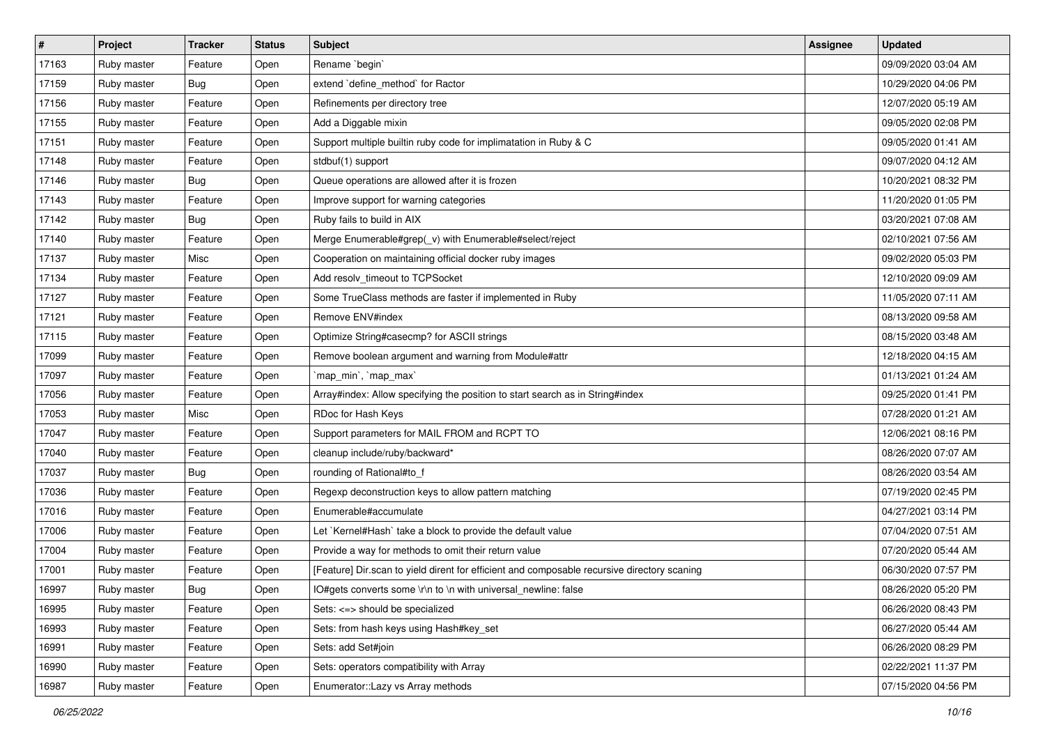| # | Project | Tracker | Status | Subject | Assignee | Updated |
|---|---|---|---|---|---|---|
| 17163 | Ruby master | Feature | Open | Rename `begin` | | 09/09/2020 03:04 AM |
| 17159 | Ruby master | Bug | Open | extend `define_method` for Ractor | | 10/29/2020 04:06 PM |
| 17156 | Ruby master | Feature | Open | Refinements per directory tree | | 12/07/2020 05:19 AM |
| 17155 | Ruby master | Feature | Open | Add a Diggable mixin | | 09/05/2020 02:08 PM |
| 17151 | Ruby master | Feature | Open | Support multiple builtin ruby code for implimatation in Ruby & C | | 09/05/2020 01:41 AM |
| 17148 | Ruby master | Feature | Open | stdbuf(1) support | | 09/07/2020 04:12 AM |
| 17146 | Ruby master | Bug | Open | Queue operations are allowed after it is frozen | | 10/20/2021 08:32 PM |
| 17143 | Ruby master | Feature | Open | Improve support for warning categories | | 11/20/2020 01:05 PM |
| 17142 | Ruby master | Bug | Open | Ruby fails to build in AIX | | 03/20/2021 07:08 AM |
| 17140 | Ruby master | Feature | Open | Merge Enumerable#grep(_v) with Enumerable#select/reject | | 02/10/2021 07:56 AM |
| 17137 | Ruby master | Misc | Open | Cooperation on maintaining official docker ruby images | | 09/02/2020 05:03 PM |
| 17134 | Ruby master | Feature | Open | Add resolv_timeout to TCPSocket | | 12/10/2020 09:09 AM |
| 17127 | Ruby master | Feature | Open | Some TrueClass methods are faster if implemented in Ruby | | 11/05/2020 07:11 AM |
| 17121 | Ruby master | Feature | Open | Remove ENV#index | | 08/13/2020 09:58 AM |
| 17115 | Ruby master | Feature | Open | Optimize String#casecmp? for ASCII strings | | 08/15/2020 03:48 AM |
| 17099 | Ruby master | Feature | Open | Remove boolean argument and warning from Module#attr | | 12/18/2020 04:15 AM |
| 17097 | Ruby master | Feature | Open | `map_min`, `map_max` | | 01/13/2021 01:24 AM |
| 17056 | Ruby master | Feature | Open | Array#index: Allow specifying the position to start search as in String#index | | 09/25/2020 01:41 PM |
| 17053 | Ruby master | Misc | Open | RDoc for Hash Keys | | 07/28/2020 01:21 AM |
| 17047 | Ruby master | Feature | Open | Support parameters for MAIL FROM and RCPT TO | | 12/06/2021 08:16 PM |
| 17040 | Ruby master | Feature | Open | cleanup include/ruby/backward* | | 08/26/2020 07:07 AM |
| 17037 | Ruby master | Bug | Open | rounding of Rational#to_f | | 08/26/2020 03:54 AM |
| 17036 | Ruby master | Feature | Open | Regexp deconstruction keys to allow pattern matching | | 07/19/2020 02:45 PM |
| 17016 | Ruby master | Feature | Open | Enumerable#accumulate | | 04/27/2021 03:14 PM |
| 17006 | Ruby master | Feature | Open | Let `Kernel#Hash` take a block to provide the default value | | 07/04/2020 07:51 AM |
| 17004 | Ruby master | Feature | Open | Provide a way for methods to omit their return value | | 07/20/2020 05:44 AM |
| 17001 | Ruby master | Feature | Open | [Feature] Dir.scan to yield dirent for efficient and composable recursive directory scaning | | 06/30/2020 07:57 PM |
| 16997 | Ruby master | Bug | Open | IO#gets converts some \r\n to \n with universal_newline: false | | 08/26/2020 05:20 PM |
| 16995 | Ruby master | Feature | Open | Sets: <=> should be specialized | | 06/26/2020 08:43 PM |
| 16993 | Ruby master | Feature | Open | Sets: from hash keys using Hash#key_set | | 06/27/2020 05:44 AM |
| 16991 | Ruby master | Feature | Open | Sets: add Set#join | | 06/26/2020 08:29 PM |
| 16990 | Ruby master | Feature | Open | Sets: operators compatibility with Array | | 02/22/2021 11:37 PM |
| 16987 | Ruby master | Feature | Open | Enumerator::Lazy vs Array methods | | 07/15/2020 04:56 PM |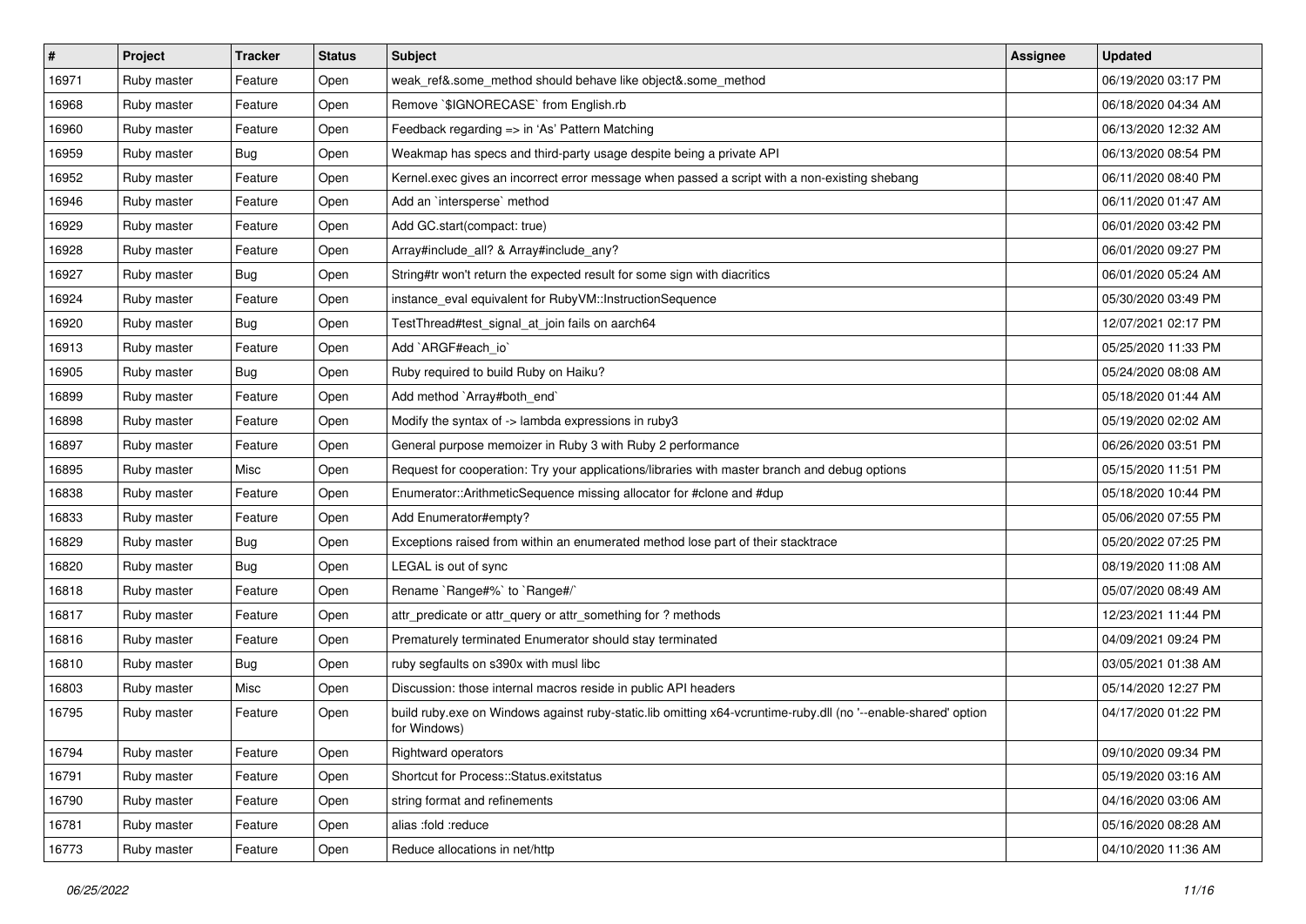| # | Project | Tracker | Status | Subject | Assignee | Updated |
|---|---|---|---|---|---|---|
| 16971 | Ruby master | Feature | Open | weak_ref&.some_method should behave like object&.some_method | | 06/19/2020 03:17 PM |
| 16968 | Ruby master | Feature | Open | Remove `$IGNORECASE` from English.rb | | 06/18/2020 04:34 AM |
| 16960 | Ruby master | Feature | Open | Feedback regarding => in 'As' Pattern Matching | | 06/13/2020 12:32 AM |
| 16959 | Ruby master | Bug | Open | Weakmap has specs and third-party usage despite being a private API | | 06/13/2020 08:54 PM |
| 16952 | Ruby master | Feature | Open | Kernel.exec gives an incorrect error message when passed a script with a non-existing shebang | | 06/11/2020 08:40 PM |
| 16946 | Ruby master | Feature | Open | Add an `intersperse` method | | 06/11/2020 01:47 AM |
| 16929 | Ruby master | Feature | Open | Add GC.start(compact: true) | | 06/01/2020 03:42 PM |
| 16928 | Ruby master | Feature | Open | Array#include_all? & Array#include_any? | | 06/01/2020 09:27 PM |
| 16927 | Ruby master | Bug | Open | String#tr won't return the expected result for some sign with diacritics | | 06/01/2020 05:24 AM |
| 16924 | Ruby master | Feature | Open | instance_eval equivalent for RubyVM::InstructionSequence | | 05/30/2020 03:49 PM |
| 16920 | Ruby master | Bug | Open | TestThread#test_signal_at_join fails on aarch64 | | 12/07/2021 02:17 PM |
| 16913 | Ruby master | Feature | Open | Add `ARGF#each_io` | | 05/25/2020 11:33 PM |
| 16905 | Ruby master | Bug | Open | Ruby required to build Ruby on Haiku? | | 05/24/2020 08:08 AM |
| 16899 | Ruby master | Feature | Open | Add method `Array#both_end` | | 05/18/2020 01:44 AM |
| 16898 | Ruby master | Feature | Open | Modify the syntax of -> lambda expressions in ruby3 | | 05/19/2020 02:02 AM |
| 16897 | Ruby master | Feature | Open | General purpose memoizer in Ruby 3 with Ruby 2 performance | | 06/26/2020 03:51 PM |
| 16895 | Ruby master | Misc | Open | Request for cooperation: Try your applications/libraries with master branch and debug options | | 05/15/2020 11:51 PM |
| 16838 | Ruby master | Feature | Open | Enumerator::ArithmeticSequence missing allocator for #clone and #dup | | 05/18/2020 10:44 PM |
| 16833 | Ruby master | Feature | Open | Add Enumerator#empty? | | 05/06/2020 07:55 PM |
| 16829 | Ruby master | Bug | Open | Exceptions raised from within an enumerated method lose part of their stacktrace | | 05/20/2022 07:25 PM |
| 16820 | Ruby master | Bug | Open | LEGAL is out of sync | | 08/19/2020 11:08 AM |
| 16818 | Ruby master | Feature | Open | Rename `Range#%` to `Range#/` | | 05/07/2020 08:49 AM |
| 16817 | Ruby master | Feature | Open | attr_predicate or attr_query or attr_something for ? methods | | 12/23/2021 11:44 PM |
| 16816 | Ruby master | Feature | Open | Prematurely terminated Enumerator should stay terminated | | 04/09/2021 09:24 PM |
| 16810 | Ruby master | Bug | Open | ruby segfaults on s390x with musl libc | | 03/05/2021 01:38 AM |
| 16803 | Ruby master | Misc | Open | Discussion: those internal macros reside in public API headers | | 05/14/2020 12:27 PM |
| 16795 | Ruby master | Feature | Open | build ruby.exe on Windows against ruby-static.lib omitting x64-vcruntime-ruby.dll (no '--enable-shared' option for Windows) | | 04/17/2020 01:22 PM |
| 16794 | Ruby master | Feature | Open | Rightward operators | | 09/10/2020 09:34 PM |
| 16791 | Ruby master | Feature | Open | Shortcut for Process::Status.exitstatus | | 05/19/2020 03:16 AM |
| 16790 | Ruby master | Feature | Open | string format and refinements | | 04/16/2020 03:06 AM |
| 16781 | Ruby master | Feature | Open | alias :fold :reduce | | 05/16/2020 08:28 AM |
| 16773 | Ruby master | Feature | Open | Reduce allocations in net/http | | 04/10/2020 11:36 AM |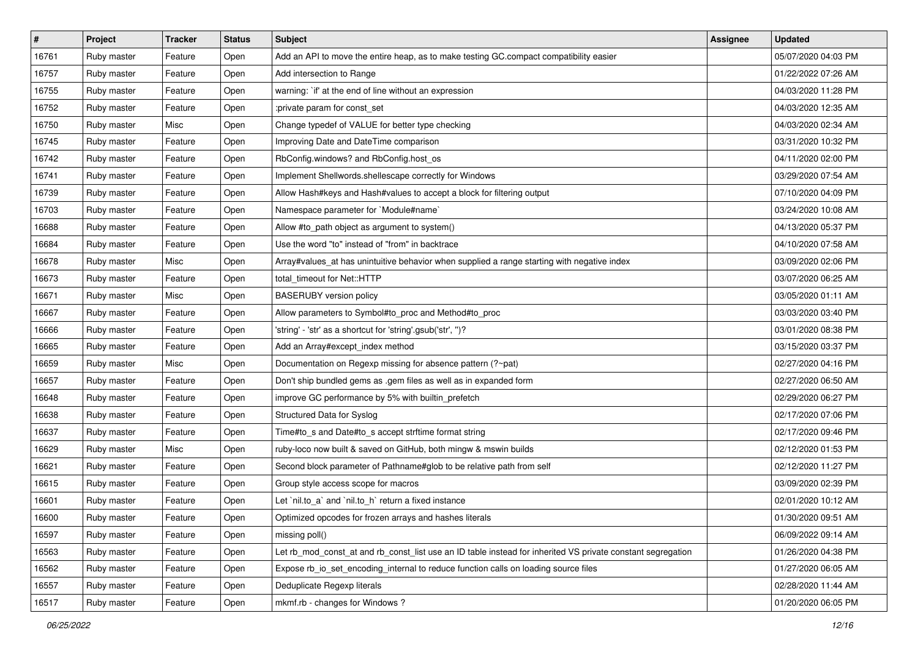| # | Project | Tracker | Status | Subject | Assignee | Updated |
|---|---|---|---|---|---|---|
| 16761 | Ruby master | Feature | Open | Add an API to move the entire heap, as to make testing GC.compact compatibility easier | | 05/07/2020 04:03 PM |
| 16757 | Ruby master | Feature | Open | Add intersection to Range | | 01/22/2022 07:26 AM |
| 16755 | Ruby master | Feature | Open | warning: `if' at the end of line without an expression | | 04/03/2020 11:28 PM |
| 16752 | Ruby master | Feature | Open | :private param for const_set | | 04/03/2020 12:35 AM |
| 16750 | Ruby master | Misc | Open | Change typedef of VALUE for better type checking | | 04/03/2020 02:34 AM |
| 16745 | Ruby master | Feature | Open | Improving Date and DateTime comparison | | 03/31/2020 10:32 PM |
| 16742 | Ruby master | Feature | Open | RbConfig.windows? and RbConfig.host_os | | 04/11/2020 02:00 PM |
| 16741 | Ruby master | Feature | Open | Implement Shellwords.shellescape correctly for Windows | | 03/29/2020 07:54 AM |
| 16739 | Ruby master | Feature | Open | Allow Hash#keys and Hash#values to accept a block for filtering output | | 07/10/2020 04:09 PM |
| 16703 | Ruby master | Feature | Open | Namespace parameter for `Module#name` | | 03/24/2020 10:08 AM |
| 16688 | Ruby master | Feature | Open | Allow #to_path object as argument to system() | | 04/13/2020 05:37 PM |
| 16684 | Ruby master | Feature | Open | Use the word "to" instead of "from" in backtrace | | 04/10/2020 07:58 AM |
| 16678 | Ruby master | Misc | Open | Array#values_at has unintuitive behavior when supplied a range starting with negative index | | 03/09/2020 02:06 PM |
| 16673 | Ruby master | Feature | Open | total_timeout for Net::HTTP | | 03/07/2020 06:25 AM |
| 16671 | Ruby master | Misc | Open | BASERUBY version policy | | 03/05/2020 01:11 AM |
| 16667 | Ruby master | Feature | Open | Allow parameters to Symbol#to_proc and Method#to_proc | | 03/03/2020 03:40 PM |
| 16666 | Ruby master | Feature | Open | 'string' - 'str' as a shortcut for 'string'.gsub('str', '')? | | 03/01/2020 08:38 PM |
| 16665 | Ruby master | Feature | Open | Add an Array#except_index method | | 03/15/2020 03:37 PM |
| 16659 | Ruby master | Misc | Open | Documentation on Regexp missing for absence pattern (?~pat) | | 02/27/2020 04:16 PM |
| 16657 | Ruby master | Feature | Open | Don't ship bundled gems as .gem files as well as in expanded form | | 02/27/2020 06:50 AM |
| 16648 | Ruby master | Feature | Open | improve GC performance by 5% with builtin_prefetch | | 02/29/2020 06:27 PM |
| 16638 | Ruby master | Feature | Open | Structured Data for Syslog | | 02/17/2020 07:06 PM |
| 16637 | Ruby master | Feature | Open | Time#to_s and Date#to_s accept strftime format string | | 02/17/2020 09:46 PM |
| 16629 | Ruby master | Misc | Open | ruby-loco now built & saved on GitHub, both mingw & mswin builds | | 02/12/2020 01:53 PM |
| 16621 | Ruby master | Feature | Open | Second block parameter of Pathname#glob to be relative path from self | | 02/12/2020 11:27 PM |
| 16615 | Ruby master | Feature | Open | Group style access scope for macros | | 03/09/2020 02:39 PM |
| 16601 | Ruby master | Feature | Open | Let `nil.to_a` and `nil.to_h` return a fixed instance | | 02/01/2020 10:12 AM |
| 16600 | Ruby master | Feature | Open | Optimized opcodes for frozen arrays and hashes literals | | 01/30/2020 09:51 AM |
| 16597 | Ruby master | Feature | Open | missing poll() | | 06/09/2022 09:14 AM |
| 16563 | Ruby master | Feature | Open | Let rb_mod_const_at and rb_const_list use an ID table instead for inherited VS private constant segregation | | 01/26/2020 04:38 PM |
| 16562 | Ruby master | Feature | Open | Expose rb_io_set_encoding_internal to reduce function calls on loading source files | | 01/27/2020 06:05 AM |
| 16557 | Ruby master | Feature | Open | Deduplicate Regexp literals | | 02/28/2020 11:44 AM |
| 16517 | Ruby master | Feature | Open | mkmf.rb - changes for Windows ? | | 01/20/2020 06:05 PM |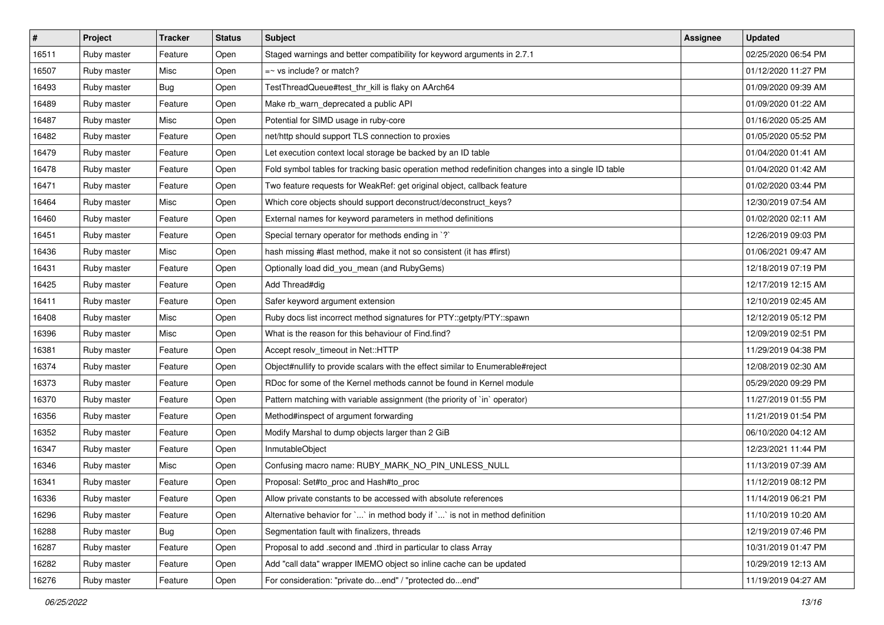| # | Project | Tracker | Status | Subject | Assignee | Updated |
|---|---|---|---|---|---|---|
| 16511 | Ruby master | Feature | Open | Staged warnings and better compatibility for keyword arguments in 2.7.1 | | 02/25/2020 06:54 PM |
| 16507 | Ruby master | Misc | Open | =~ vs include? or match? | | 01/12/2020 11:27 PM |
| 16493 | Ruby master | Bug | Open | TestThreadQueue#test_thr_kill is flaky on AArch64 | | 01/09/2020 09:39 AM |
| 16489 | Ruby master | Feature | Open | Make rb_warn_deprecated a public API | | 01/09/2020 01:22 AM |
| 16487 | Ruby master | Misc | Open | Potential for SIMD usage in ruby-core | | 01/16/2020 05:25 AM |
| 16482 | Ruby master | Feature | Open | net/http should support TLS connection to proxies | | 01/05/2020 05:52 PM |
| 16479 | Ruby master | Feature | Open | Let execution context local storage be backed by an ID table | | 01/04/2020 01:41 AM |
| 16478 | Ruby master | Feature | Open | Fold symbol tables for tracking basic operation method redefinition changes into a single ID table | | 01/04/2020 01:42 AM |
| 16471 | Ruby master | Feature | Open | Two feature requests for WeakRef: get original object, callback feature | | 01/02/2020 03:44 PM |
| 16464 | Ruby master | Misc | Open | Which core objects should support deconstruct/deconstruct_keys? | | 12/30/2019 07:54 AM |
| 16460 | Ruby master | Feature | Open | External names for keyword parameters in method definitions | | 01/02/2020 02:11 AM |
| 16451 | Ruby master | Feature | Open | Special ternary operator for methods ending in `?` | | 12/26/2019 09:03 PM |
| 16436 | Ruby master | Misc | Open | hash missing #last method, make it not so consistent (it has #first) | | 01/06/2021 09:47 AM |
| 16431 | Ruby master | Feature | Open | Optionally load did_you_mean (and RubyGems) | | 12/18/2019 07:19 PM |
| 16425 | Ruby master | Feature | Open | Add Thread#dig | | 12/17/2019 12:15 AM |
| 16411 | Ruby master | Feature | Open | Safer keyword argument extension | | 12/10/2019 02:45 AM |
| 16408 | Ruby master | Misc | Open | Ruby docs list incorrect method signatures for PTY::getpty/PTY::spawn | | 12/12/2019 05:12 PM |
| 16396 | Ruby master | Misc | Open | What is the reason for this behaviour of Find.find? | | 12/09/2019 02:51 PM |
| 16381 | Ruby master | Feature | Open | Accept resolv_timeout in Net::HTTP | | 11/29/2019 04:38 PM |
| 16374 | Ruby master | Feature | Open | Object#nullify to provide scalars with the effect similar to Enumerable#reject | | 12/08/2019 02:30 AM |
| 16373 | Ruby master | Feature | Open | RDoc for some of the Kernel methods cannot be found in Kernel module | | 05/29/2020 09:29 PM |
| 16370 | Ruby master | Feature | Open | Pattern matching with variable assignment (the priority of `in` operator) | | 11/27/2019 01:55 PM |
| 16356 | Ruby master | Feature | Open | Method#inspect of argument forwarding | | 11/21/2019 01:54 PM |
| 16352 | Ruby master | Feature | Open | Modify Marshal to dump objects larger than 2 GiB | | 06/10/2020 04:12 AM |
| 16347 | Ruby master | Feature | Open | InmutableObject | | 12/23/2021 11:44 PM |
| 16346 | Ruby master | Misc | Open | Confusing macro name: RUBY_MARK_NO_PIN_UNLESS_NULL | | 11/13/2019 07:39 AM |
| 16341 | Ruby master | Feature | Open | Proposal: Set#to_proc and Hash#to_proc | | 11/12/2019 08:12 PM |
| 16336 | Ruby master | Feature | Open | Allow private constants to be accessed with absolute references | | 11/14/2019 06:21 PM |
| 16296 | Ruby master | Feature | Open | Alternative behavior for `...` in method body if `...` is not in method definition | | 11/10/2019 10:20 AM |
| 16288 | Ruby master | Bug | Open | Segmentation fault with finalizers, threads | | 12/19/2019 07:46 PM |
| 16287 | Ruby master | Feature | Open | Proposal to add .second and .third in particular to class Array | | 10/31/2019 01:47 PM |
| 16282 | Ruby master | Feature | Open | Add "call data" wrapper IMEMO object so inline cache can be updated | | 10/29/2019 12:13 AM |
| 16276 | Ruby master | Feature | Open | For consideration: "private do...end" / "protected do...end" | | 11/19/2019 04:27 AM |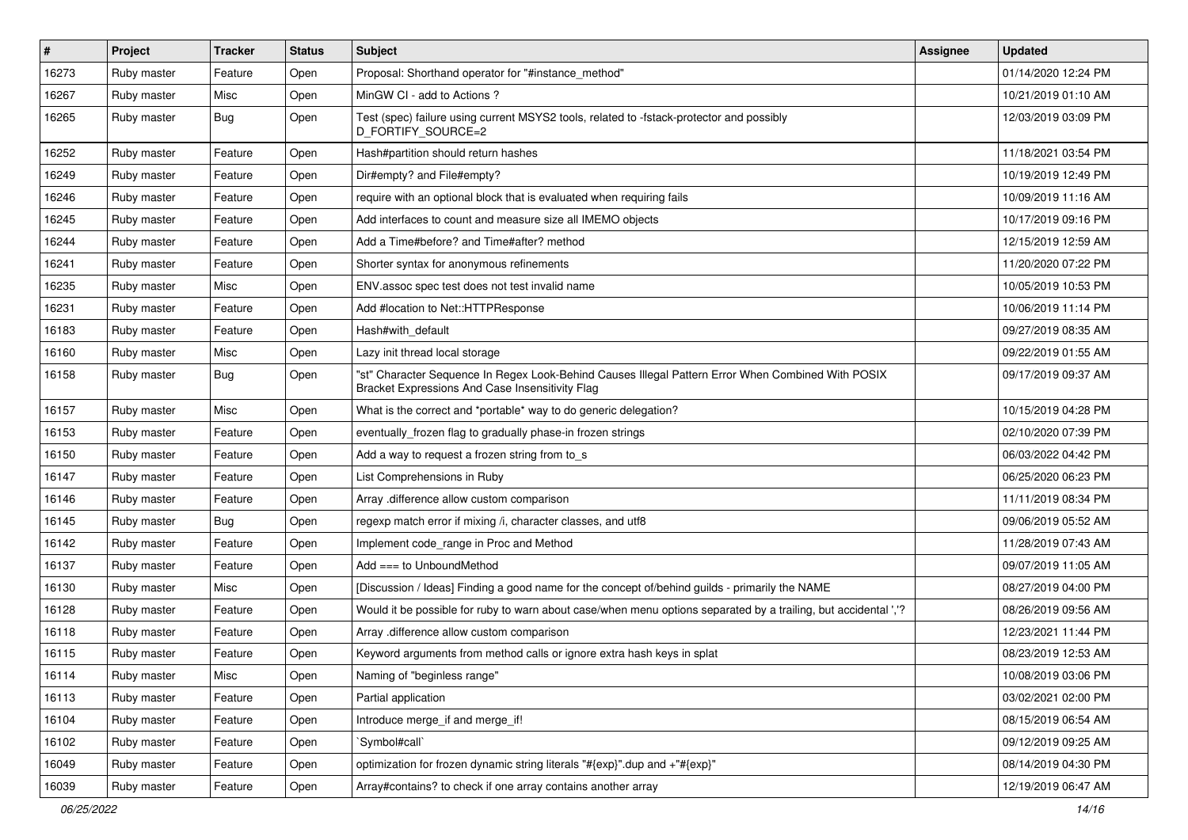| # | Project | Tracker | Status | Subject | Assignee | Updated |
|---|---|---|---|---|---|---|
| 16273 | Ruby master | Feature | Open | Proposal: Shorthand operator for "#instance_method" | | 01/14/2020 12:24 PM |
| 16267 | Ruby master | Misc | Open | MinGW CI - add to Actions ? | | 10/21/2019 01:10 AM |
| 16265 | Ruby master | Bug | Open | Test (spec) failure using current MSYS2 tools, related to -fstack-protector and possibly D_FORTIFY_SOURCE=2 | | 12/03/2019 03:09 PM |
| 16252 | Ruby master | Feature | Open | Hash#partition should return hashes | | 11/18/2021 03:54 PM |
| 16249 | Ruby master | Feature | Open | Dir#empty? and File#empty? | | 10/19/2019 12:49 PM |
| 16246 | Ruby master | Feature | Open | require with an optional block that is evaluated when requiring fails | | 10/09/2019 11:16 AM |
| 16245 | Ruby master | Feature | Open | Add interfaces to count and measure size all IMEMO objects | | 10/17/2019 09:16 PM |
| 16244 | Ruby master | Feature | Open | Add a Time#before? and Time#after? method | | 12/15/2019 12:59 AM |
| 16241 | Ruby master | Feature | Open | Shorter syntax for anonymous refinements | | 11/20/2020 07:22 PM |
| 16235 | Ruby master | Misc | Open | ENV.assoc spec test does not test invalid name | | 10/05/2019 10:53 PM |
| 16231 | Ruby master | Feature | Open | Add #location to Net::HTTPResponse | | 10/06/2019 11:14 PM |
| 16183 | Ruby master | Feature | Open | Hash#with_default | | 09/27/2019 08:35 AM |
| 16160 | Ruby master | Misc | Open | Lazy init thread local storage | | 09/22/2019 01:55 AM |
| 16158 | Ruby master | Bug | Open | "st" Character Sequence In Regex Look-Behind Causes Illegal Pattern Error When Combined With POSIX Bracket Expressions And Case Insensitivity Flag | | 09/17/2019 09:37 AM |
| 16157 | Ruby master | Misc | Open | What is the correct and *portable* way to do generic delegation? | | 10/15/2019 04:28 PM |
| 16153 | Ruby master | Feature | Open | eventually_frozen flag to gradually phase-in frozen strings | | 02/10/2020 07:39 PM |
| 16150 | Ruby master | Feature | Open | Add a way to request a frozen string from to_s | | 06/03/2022 04:42 PM |
| 16147 | Ruby master | Feature | Open | List Comprehensions in Ruby | | 06/25/2020 06:23 PM |
| 16146 | Ruby master | Feature | Open | Array .difference allow custom comparison | | 11/11/2019 08:34 PM |
| 16145 | Ruby master | Bug | Open | regexp match error if mixing /i, character classes, and utf8 | | 09/06/2019 05:52 AM |
| 16142 | Ruby master | Feature | Open | Implement code_range in Proc and Method | | 11/28/2019 07:43 AM |
| 16137 | Ruby master | Feature | Open | Add === to UnboundMethod | | 09/07/2019 11:05 AM |
| 16130 | Ruby master | Misc | Open | [Discussion / Ideas] Finding a good name for the concept of/behind guilds - primarily the NAME | | 08/27/2019 04:00 PM |
| 16128 | Ruby master | Feature | Open | Would it be possible for ruby to warn about case/when menu options separated by a trailing, but accidental ','? | | 08/26/2019 09:56 AM |
| 16118 | Ruby master | Feature | Open | Array .difference allow custom comparison | | 12/23/2021 11:44 PM |
| 16115 | Ruby master | Feature | Open | Keyword arguments from method calls or ignore extra hash keys in splat | | 08/23/2019 12:53 AM |
| 16114 | Ruby master | Misc | Open | Naming of "beginless range" | | 10/08/2019 03:06 PM |
| 16113 | Ruby master | Feature | Open | Partial application | | 03/02/2021 02:00 PM |
| 16104 | Ruby master | Feature | Open | Introduce merge_if and merge_if! | | 08/15/2019 06:54 AM |
| 16102 | Ruby master | Feature | Open | `Symbol#call` | | 09/12/2019 09:25 AM |
| 16049 | Ruby master | Feature | Open | optimization for frozen dynamic string literals "#{exp}".dup and +"#{exp}" | | 08/14/2019 04:30 PM |
| 16039 | Ruby master | Feature | Open | Array#contains? to check if one array contains another array | | 12/19/2019 06:47 AM |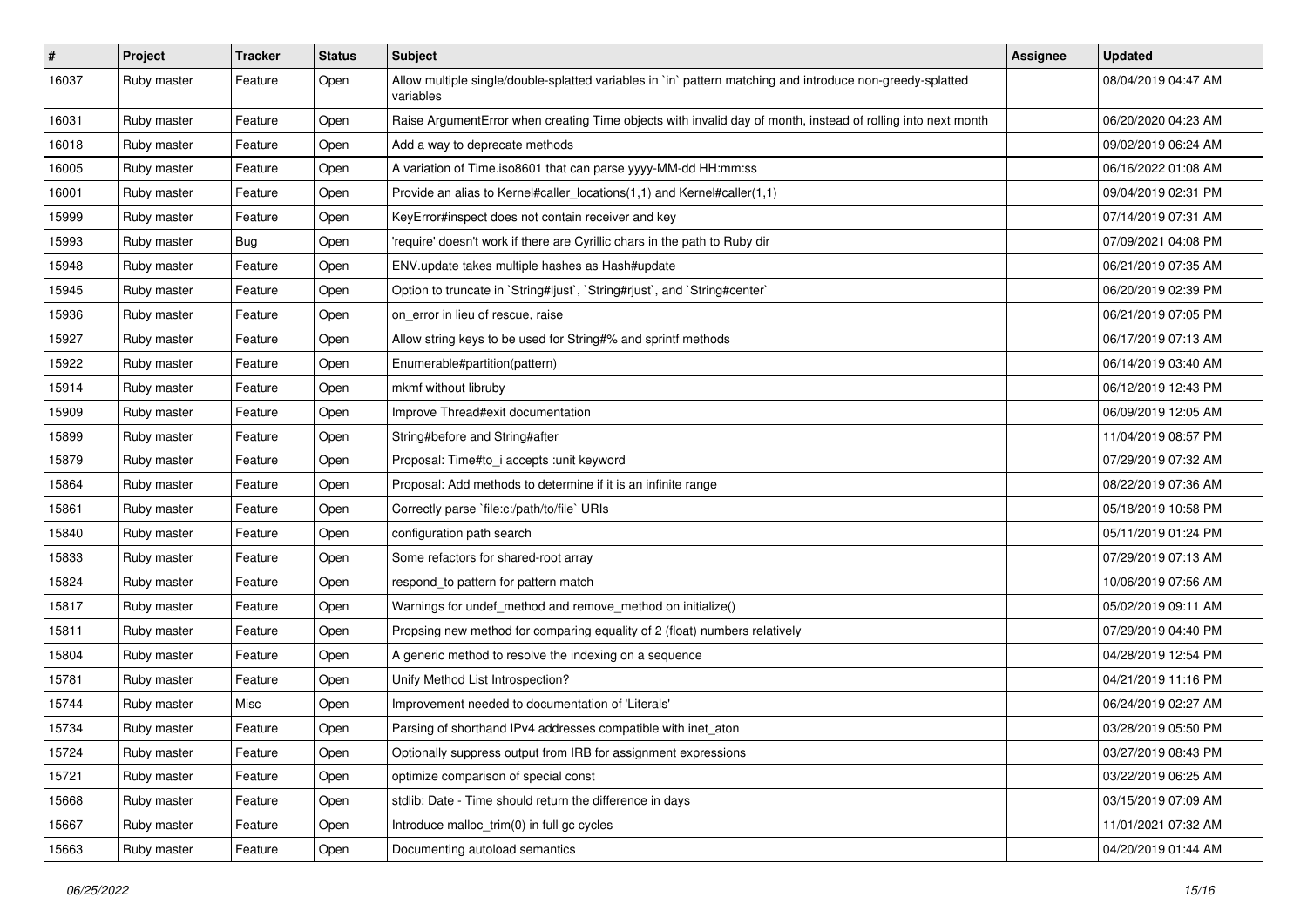| # | Project | Tracker | Status | Subject | Assignee | Updated |
|---|---|---|---|---|---|---|
| 16037 | Ruby master | Feature | Open | Allow multiple single/double-splatted variables in `in` pattern matching and introduce non-greedy-splatted variables | | 08/04/2019 04:47 AM |
| 16031 | Ruby master | Feature | Open | Raise ArgumentError when creating Time objects with invalid day of month, instead of rolling into next month | | 06/20/2020 04:23 AM |
| 16018 | Ruby master | Feature | Open | Add a way to deprecate methods | | 09/02/2019 06:24 AM |
| 16005 | Ruby master | Feature | Open | A variation of Time.iso8601 that can parse yyyy-MM-dd HH:mm:ss | | 06/16/2022 01:08 AM |
| 16001 | Ruby master | Feature | Open | Provide an alias to Kernel#caller_locations(1,1) and Kernel#caller(1,1) | | 09/04/2019 02:31 PM |
| 15999 | Ruby master | Feature | Open | KeyError#inspect does not contain receiver and key | | 07/14/2019 07:31 AM |
| 15993 | Ruby master | Bug | Open | 'require' doesn't work if there are Cyrillic chars in the path to Ruby dir | | 07/09/2021 04:08 PM |
| 15948 | Ruby master | Feature | Open | ENV.update takes multiple hashes as Hash#update | | 06/21/2019 07:35 AM |
| 15945 | Ruby master | Feature | Open | Option to truncate in `String#ljust`, `String#rjust`, and `String#center` | | 06/20/2019 02:39 PM |
| 15936 | Ruby master | Feature | Open | on_error in lieu of rescue, raise | | 06/21/2019 07:05 PM |
| 15927 | Ruby master | Feature | Open | Allow string keys to be used for String#% and sprintf methods | | 06/17/2019 07:13 AM |
| 15922 | Ruby master | Feature | Open | Enumerable#partition(pattern) | | 06/14/2019 03:40 AM |
| 15914 | Ruby master | Feature | Open | mkmf without libruby | | 06/12/2019 12:43 PM |
| 15909 | Ruby master | Feature | Open | Improve Thread#exit documentation | | 06/09/2019 12:05 AM |
| 15899 | Ruby master | Feature | Open | String#before and String#after | | 11/04/2019 08:57 PM |
| 15879 | Ruby master | Feature | Open | Proposal: Time#to_i accepts :unit keyword | | 07/29/2019 07:32 AM |
| 15864 | Ruby master | Feature | Open | Proposal: Add methods to determine if it is an infinite range | | 08/22/2019 07:36 AM |
| 15861 | Ruby master | Feature | Open | Correctly parse `file:c:/path/to/file` URIs | | 05/18/2019 10:58 PM |
| 15840 | Ruby master | Feature | Open | configuration path search | | 05/11/2019 01:24 PM |
| 15833 | Ruby master | Feature | Open | Some refactors for shared-root array | | 07/29/2019 07:13 AM |
| 15824 | Ruby master | Feature | Open | respond_to pattern for pattern match | | 10/06/2019 07:56 AM |
| 15817 | Ruby master | Feature | Open | Warnings for undef_method and remove_method on initialize() | | 05/02/2019 09:11 AM |
| 15811 | Ruby master | Feature | Open | Propsing new method for comparing equality of 2 (float) numbers relatively | | 07/29/2019 04:40 PM |
| 15804 | Ruby master | Feature | Open | A generic method to resolve the indexing on a sequence | | 04/28/2019 12:54 PM |
| 15781 | Ruby master | Feature | Open | Unify Method List Introspection? | | 04/21/2019 11:16 PM |
| 15744 | Ruby master | Misc | Open | Improvement needed to documentation of 'Literals' | | 06/24/2019 02:27 AM |
| 15734 | Ruby master | Feature | Open | Parsing of shorthand IPv4 addresses compatible with inet_aton | | 03/28/2019 05:50 PM |
| 15724 | Ruby master | Feature | Open | Optionally suppress output from IRB for assignment expressions | | 03/27/2019 08:43 PM |
| 15721 | Ruby master | Feature | Open | optimize comparison of special const | | 03/22/2019 06:25 AM |
| 15668 | Ruby master | Feature | Open | stdlib: Date - Time should return the difference in days | | 03/15/2019 07:09 AM |
| 15667 | Ruby master | Feature | Open | Introduce malloc_trim(0) in full gc cycles | | 11/01/2021 07:32 AM |
| 15663 | Ruby master | Feature | Open | Documenting autoload semantics | | 04/20/2019 01:44 AM |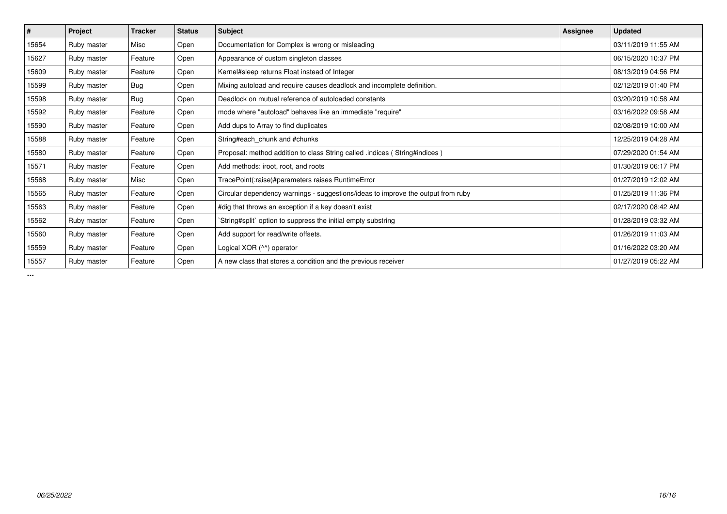| # | Project | Tracker | Status | Subject | Assignee | Updated |
|---|---|---|---|---|---|---|
| 15654 | Ruby master | Misc | Open | Documentation for Complex is wrong or misleading | | 03/11/2019 11:55 AM |
| 15627 | Ruby master | Feature | Open | Appearance of custom singleton classes | | 06/15/2020 10:37 PM |
| 15609 | Ruby master | Feature | Open | Kernel#sleep returns Float instead of Integer | | 08/13/2019 04:56 PM |
| 15599 | Ruby master | Bug | Open | Mixing autoload and require causes deadlock and incomplete definition. | | 02/12/2019 01:40 PM |
| 15598 | Ruby master | Bug | Open | Deadlock on mutual reference of autoloaded constants | | 03/20/2019 10:58 AM |
| 15592 | Ruby master | Feature | Open | mode where "autoload" behaves like an immediate "require" | | 03/16/2022 09:58 AM |
| 15590 | Ruby master | Feature | Open | Add dups to Array to find duplicates | | 02/08/2019 10:00 AM |
| 15588 | Ruby master | Feature | Open | String#each_chunk and #chunks | | 12/25/2019 04:28 AM |
| 15580 | Ruby master | Feature | Open | Proposal: method addition to class String called .indices ( String#indices ) | | 07/29/2020 01:54 AM |
| 15571 | Ruby master | Feature | Open | Add methods: iroot, root, and roots | | 01/30/2019 06:17 PM |
| 15568 | Ruby master | Misc | Open | TracePoint(:raise)#parameters raises RuntimeError | | 01/27/2019 12:02 AM |
| 15565 | Ruby master | Feature | Open | Circular dependency warnings - suggestions/ideas to improve the output from ruby | | 01/25/2019 11:36 PM |
| 15563 | Ruby master | Feature | Open | #dig that throws an exception if a key doesn't exist | | 02/17/2020 08:42 AM |
| 15562 | Ruby master | Feature | Open | `String#split` option to suppress the initial empty substring | | 01/28/2019 03:32 AM |
| 15560 | Ruby master | Feature | Open | Add support for read/write offsets. | | 01/26/2019 11:03 AM |
| 15559 | Ruby master | Feature | Open | Logical XOR (^^) operator | | 01/16/2022 03:20 AM |
| 15557 | Ruby master | Feature | Open | A new class that stores a condition and the previous receiver | | 01/27/2019 05:22 AM |

...